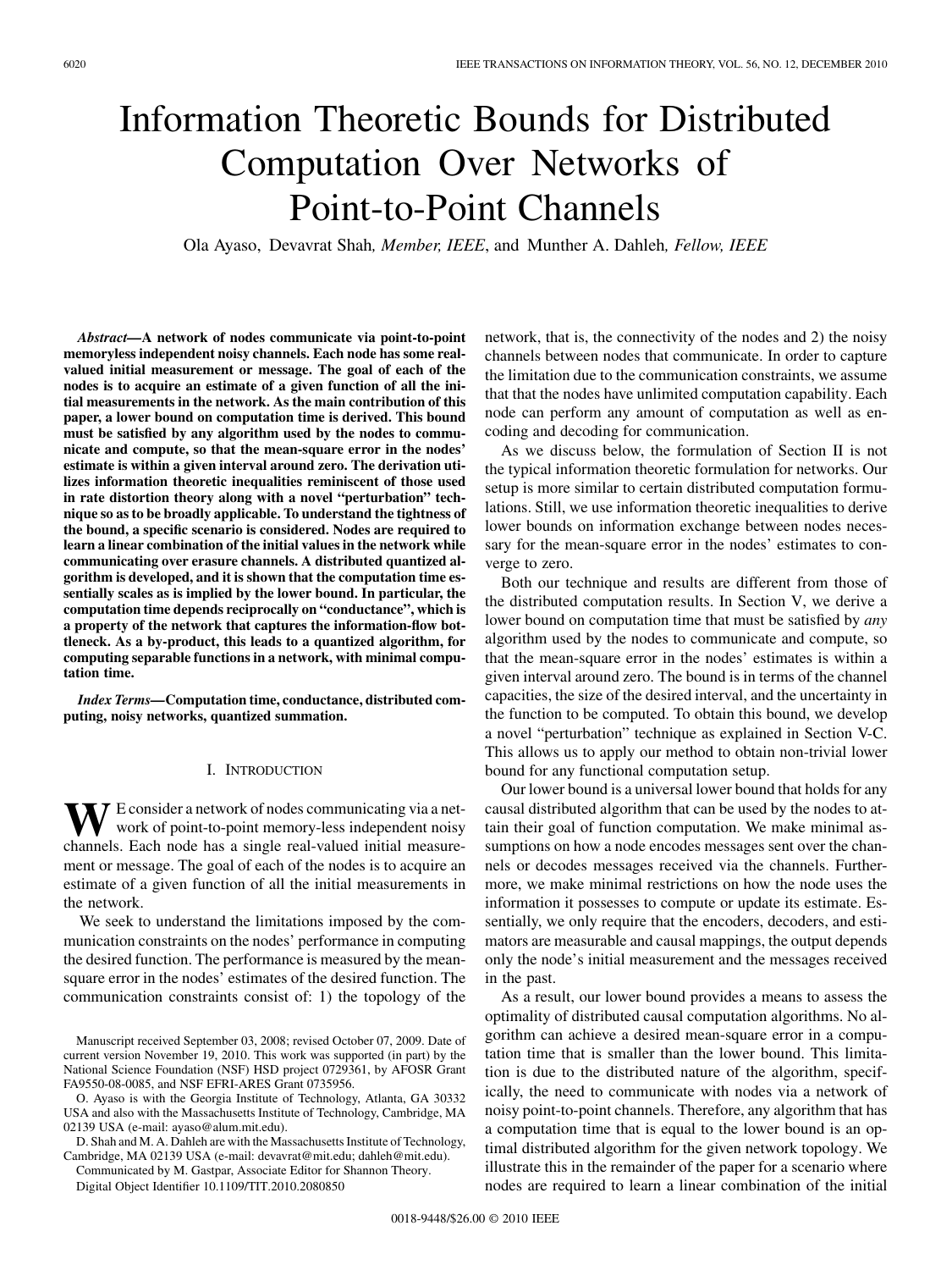# Information Theoretic Bounds for Distributed Computation Over Networks of Point-to-Point Channels

Ola Ayaso, Devavrat Shah, *Member, IEEE*, and Munther A. Dahleh, *Fellow, IEEE*

***Abstract*—A network of nodes communicate via point-to-point memoryless independent noisy channels. Each node has some real-valued initial measurement or message. The goal of each of the nodes is to acquire an estimate of a given function of all the initial measurements in the network. As the main contribution of this paper, a lower bound on computation time is derived. This bound must be satisfied by any algorithm used by the nodes to communicate and compute, so that the mean-square error in the nodes' estimate is within a given interval around zero. The derivation utilizes information theoretic inequalities reminiscent of those used in rate distortion theory along with a novel "perturbation" technique so as to be broadly applicable. To understand the tightness of the bound, a specific scenario is considered. Nodes are required to learn a linear combination of the initial values in the network while communicating over erasure channels. A distributed quantized algorithm is developed, and it is shown that the computation time essentially scales as is implied by the lower bound. In particular, the computation time depends reciprocally on "conductance", which is a property of the network that captures the information-flow bottleneck. As a by-product, this leads to a quantized algorithm, for computing separable functions in a network, with minimal computation time.**

***Index Terms*—Computation time, conductance, distributed computing, noisy networks, quantized summation.**

## I. Introduction

We consider a network of nodes communicating via a network of point-to-point memory-less independent noisy channels. Each node has a single real-valued initial measurement or message. The goal of each of the nodes is to acquire an estimate of a given function of all the initial measurements in the network.

We seek to understand the limitations imposed by the communication constraints on the nodes' performance in computing the desired function. The performance is measured by the mean-square error in the nodes' estimates of the desired function. The communication constraints consist of: 1) the topology of the network, that is, the connectivity of the nodes and 2) the noisy channels between nodes that communicate. In order to capture the limitation due to the communication constraints, we assume that that the nodes have unlimited computation capability. Each node can perform any amount of computation as well as encoding and decoding for communication.

As we discuss below, the formulation of Section II is not the typical information theoretic formulation for networks. Our setup is more similar to certain distributed computation formulations. Still, we use information theoretic inequalities to derive lower bounds on information exchange between nodes necessary for the mean-square error in the nodes' estimates to converge to zero.

Both our technique and results are different from those of the distributed computation results. In Section V, we derive a lower bound on computation time that must be satisfied by *any* algorithm used by the nodes to communicate and compute, so that the mean-square error in the nodes' estimates is within a given interval around zero. The bound is in terms of the channel capacities, the size of the desired interval, and the uncertainty in the function to be computed. To obtain this bound, we develop a novel "perturbation" technique as explained in Section V-C. This allows us to apply our method to obtain non-trivial lower bound for any functional computation setup.

Our lower bound is a universal lower bound that holds for any causal distributed algorithm that can be used by the nodes to attain their goal of function computation. We make minimal assumptions on how a node encodes messages sent over the channels or decodes messages received via the channels. Furthermore, we make minimal restrictions on how the node uses the information it possesses to compute or update its estimate. Essentially, we only require that the encoders, decoders, and estimators are measurable and causal mappings, the output depends only the node's initial measurement and the messages received in the past.

As a result, our lower bound provides a means to assess the optimality of distributed causal computation algorithms. No algorithm can achieve a desired mean-square error in a computation time that is smaller than the lower bound. This limitation is due to the distributed nature of the algorithm, specifically, the need to communicate with nodes via a network of noisy point-to-point channels. Therefore, any algorithm that has a computation time that is equal to the lower bound is an optimal distributed algorithm for the given network topology. We illustrate this in the remainder of the paper for a scenario where nodes are required to learn a linear combination of the initial

Manuscript received September 03, 2008; revised October 07, 2009. Date of current version November 19, 2010. This work was supported (in part) by the National Science Foundation (NSF) HSD project 0729361, by AFOSR Grant FA9550-08-0085, and NSF EFRI-ARES Grant 0735956.

O. Ayaso is with the Georgia Institute of Technology, Atlanta, GA 30332 USA and also with the Massachusetts Institute of Technology, Cambridge, MA 02139 USA (e-mail: ayaso@alum.mit.edu).

D. Shah and M. A. Dahleh are with the Massachusetts Institute of Technology, Cambridge, MA 02139 USA (e-mail: devavrat@mit.edu; dahleh@mit.edu).

Communicated by M. Gastpar, Associate Editor for Shannon Theory.

Digital Object Identifier 10.1109/TIT.2010.2080850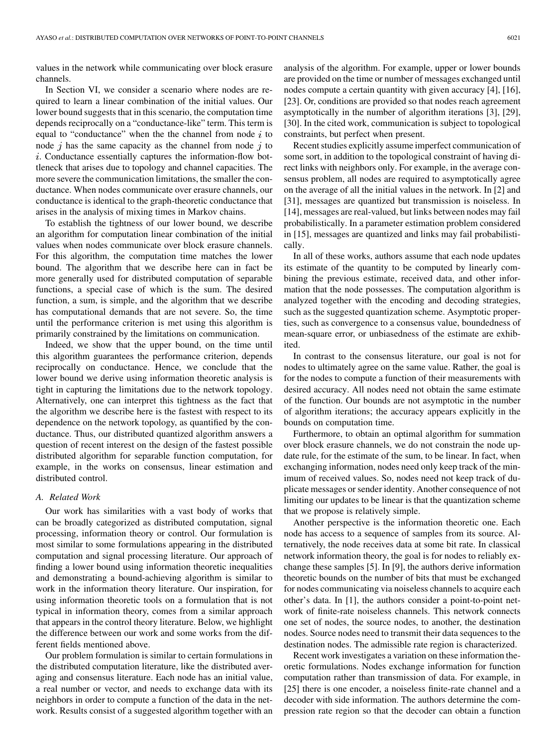values in the network while communicating over block erasure channels.

In Section VI, we consider a scenario where nodes are required to learn a linear combination of the initial values. Our lower bound suggests that in this scenario, the computation time depends reciprocally on a "conductance-like" term. This term is equal to "conductance" when the the channel from node $i$ to node $j$ has the same capacity as the channel from node $j$ to $i$. Conductance essentially captures the information-flow bottleneck that arises due to topology and channel capacities. The more severe the communication limitations, the smaller the conductance. When nodes communicate over erasure channels, our conductance is identical to the graph-theoretic conductance that arises in the analysis of mixing times in Markov chains.

To establish the tightness of our lower bound, we describe an algorithm for computation linear combination of the initial values when nodes communicate over block erasure channels. For this algorithm, the computation time matches the lower bound. The algorithm that we describe here can in fact be more generally used for distributed computation of separable functions, a special case of which is the sum. The desired function, a sum, is simple, and the algorithm that we describe has computational demands that are not severe. So, the time until the performance criterion is met using this algorithm is primarily constrained by the limitations on communication.

Indeed, we show that the upper bound, on the time until this algorithm guarantees the performance criterion, depends reciprocally on conductance. Hence, we conclude that the lower bound we derive using information theoretic analysis is tight in capturing the limitations due to the network topology. Alternatively, one can interpret this tightness as the fact that the algorithm we describe here is the fastest with respect to its dependence on the network topology, as quantified by the conductance. Thus, our distributed quantized algorithm answers a question of recent interest on the design of the fastest possible distributed algorithm for separable function computation, for example, in the works on consensus, linear estimation and distributed control.

### A. Related Work

Our work has similarities with a vast body of works that can be broadly categorized as distributed computation, signal processing, information theory or control. Our formulation is most similar to some formulations appearing in the distributed computation and signal processing literature. Our approach of finding a lower bound using information theoretic inequalities and demonstrating a bound-achieving algorithm is similar to work in the information theory literature. Our inspiration, for using information theoretic tools on a formulation that is not typical in information theory, comes from a similar approach that appears in the control theory literature. Below, we highlight the difference between our work and some works from the different fields mentioned above.

Our problem formulation is similar to certain formulations in the distributed computation literature, like the distributed averaging and consensus literature. Each node has an initial value, a real number or vector, and needs to exchange data with its neighbors in order to compute a function of the data in the network. Results consist of a suggested algorithm together with an analysis of the algorithm. For example, upper or lower bounds are provided on the time or number of messages exchanged until nodes compute a certain quantity with given accuracy [4], [16], [23]. Or, conditions are provided so that nodes reach agreement asymptotically in the number of algorithm iterations [3], [29], [30]. In the cited work, communication is subject to topological constraints, but perfect when present.

Recent studies explicitly assume imperfect communication of some sort, in addition to the topological constraint of having direct links with neighbors only. For example, in the average consensus problem, all nodes are required to asymptotically agree on the average of all the initial values in the network. In [2] and [31], messages are quantized but transmission is noiseless. In [14], messages are real-valued, but links between nodes may fail probabilistically. In a parameter estimation problem considered in [15], messages are quantized and links may fail probabilistically.

In all of these works, authors assume that each node updates its estimate of the quantity to be computed by linearly combining the previous estimate, received data, and other information that the node possesses. The computation algorithm is analyzed together with the encoding and decoding strategies, such as the suggested quantization scheme. Asymptotic properties, such as convergence to a consensus value, boundedness of mean-square error, or unbiasedness of the estimate are exhibited.

In contrast to the consensus literature, our goal is not for nodes to ultimately agree on the same value. Rather, the goal is for the nodes to compute a function of their measurements with desired accuracy. All nodes need not obtain the same estimate of the function. Our bounds are not asymptotic in the number of algorithm iterations; the accuracy appears explicitly in the bounds on computation time.

Furthermore, to obtain an optimal algorithm for summation over block erasure channels, we do not constrain the node update rule, for the estimate of the sum, to be linear. In fact, when exchanging information, nodes need only keep track of the minimum of received values. So, nodes need not keep track of duplicate messages or sender identity. Another consequence of not limiting our updates to be linear is that the quantization scheme that we propose is relatively simple.

Another perspective is the information theoretic one. Each node has access to a sequence of samples from its source. Alternatively, the node receives data at some bit rate. In classical network information theory, the goal is for nodes to reliably exchange these samples [5]. In [9], the authors derive information theoretic bounds on the number of bits that must be exchanged for nodes communicating via noiseless channels to acquire each other's data. In [1], the authors consider a point-to-point network of finite-rate noiseless channels. This network connects one set of nodes, the source nodes, to another, the destination nodes. Source nodes need to transmit their data sequences to the destination nodes. The admissible rate region is characterized.

Recent work investigates a variation on these information theoretic formulations. Nodes exchange information for function computation rather than transmission of data. For example, in [25] there is one encoder, a noiseless finite-rate channel and a decoder with side information. The authors determine the compression rate region so that the decoder can obtain a function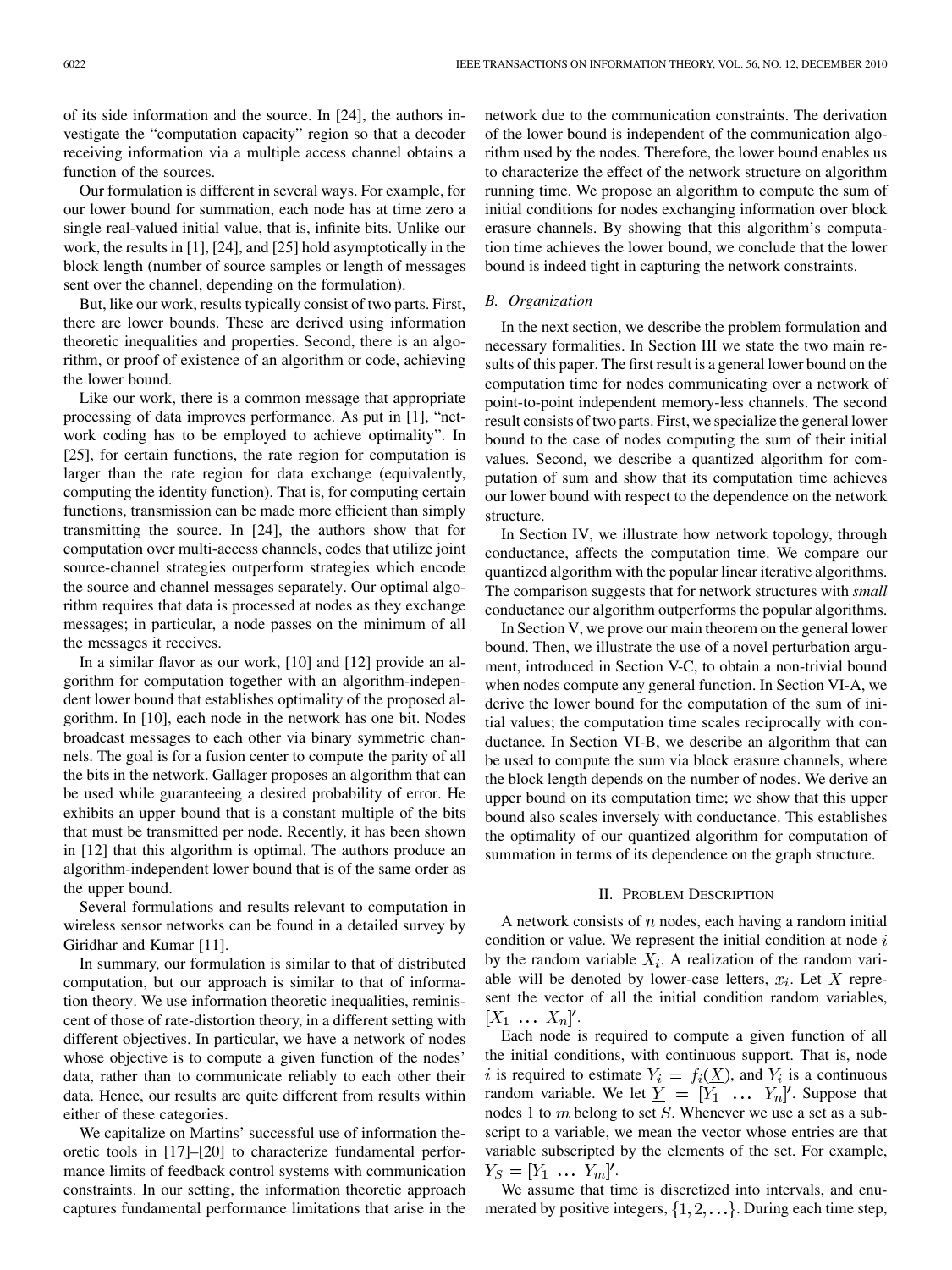of its side information and the source. In [24], the authors investigate the "computation capacity" region so that a decoder receiving information via a multiple access channel obtains a function of the sources.

Our formulation is different in several ways. For example, for our lower bound for summation, each node has at time zero a single real-valued initial value, that is, infinite bits. Unlike our work, the results in [1], [24], and [25] hold asymptotically in the block length (number of source samples or length of messages sent over the channel, depending on the formulation).

But, like our work, results typically consist of two parts. First, there are lower bounds. These are derived using information theoretic inequalities and properties. Second, there is an algorithm, or proof of existence of an algorithm or code, achieving the lower bound.

Like our work, there is a common message that appropriate processing of data improves performance. As put in [1], "network coding has to be employed to achieve optimality". In [25], for certain functions, the rate region for computation is larger than the rate region for data exchange (equivalently, computing the identity function). That is, for computing certain functions, transmission can be made more efficient than simply transmitting the source. In [24], the authors show that for computation over multi-access channels, codes that utilize joint source-channel strategies outperform strategies which encode the source and channel messages separately. Our optimal algorithm requires that data is processed at nodes as they exchange messages; in particular, a node passes on the minimum of all the messages it receives.

In a similar flavor as our work, [10] and [12] provide an algorithm for computation together with an algorithm-independent lower bound that establishes optimality of the proposed algorithm. In [10], each node in the network has one bit. Nodes broadcast messages to each other via binary symmetric channels. The goal is for a fusion center to compute the parity of all the bits in the network. Gallager proposes an algorithm that can be used while guaranteeing a desired probability of error. He exhibits an upper bound that is a constant multiple of the bits that must be transmitted per node. Recently, it has been shown in [12] that this algorithm is optimal. The authors produce an algorithm-independent lower bound that is of the same order as the upper bound.

Several formulations and results relevant to computation in wireless sensor networks can be found in a detailed survey by Giridhar and Kumar [11].

In summary, our formulation is similar to that of distributed computation, but our approach is similar to that of information theory. We use information theoretic inequalities, reminiscent of those of rate-distortion theory, in a different setting with different objectives. In particular, we have a network of nodes whose objective is to compute a given function of the nodes' data, rather than to communicate reliably to each other their data. Hence, our results are quite different from results within either of these categories.

We capitalize on Martins' successful use of information theoretic tools in [17]–[20] to characterize fundamental performance limits of feedback control systems with communication constraints. In our setting, the information theoretic approach captures fundamental performance limitations that arise in the network due to the communication constraints. The derivation of the lower bound is independent of the communication algorithm used by the nodes. Therefore, the lower bound enables us to characterize the effect of the network structure on algorithm running time. We propose an algorithm to compute the sum of initial conditions for nodes exchanging information over block erasure channels. By showing that this algorithm's computation time achieves the lower bound, we conclude that the lower bound is indeed tight in capturing the network constraints.

### B. Organization

In the next section, we describe the problem formulation and necessary formalities. In Section III we state the two main results of this paper. The first result is a general lower bound on the computation time for nodes communicating over a network of point-to-point independent memory-less channels. The second result consists of two parts. First, we specialize the general lower bound to the case of nodes computing the sum of their initial values. Second, we describe a quantized algorithm for computation of sum and show that its computation time achieves our lower bound with respect to the dependence on the network structure.

In Section IV, we illustrate how network topology, through conductance, affects the computation time. We compare our quantized algorithm with the popular linear iterative algorithms. The comparison suggests that for network structures with *small* conductance our algorithm outperforms the popular algorithms.

In Section V, we prove our main theorem on the general lower bound. Then, we illustrate the use of a novel perturbation argument, introduced in Section V-C, to obtain a non-trivial bound when nodes compute any general function. In Section VI-A, we derive the lower bound for the computation of the sum of initial values; the computation time scales reciprocally with conductance. In Section VI-B, we describe an algorithm that can be used to compute the sum via block erasure channels, where the block length depends on the number of nodes. We derive an upper bound on its computation time; we show that this upper bound also scales inversely with conductance. This establishes the optimality of our quantized algorithm for computation of summation in terms of its dependence on the graph structure.

## II. Problem Description

A network consists of $n$ nodes, each having a random initial condition or value. We represent the initial condition at node $i$ by the random variable $X_i$. A realization of the random variable will be denoted by lower-case letters, $x_i$. Let $\underline{X}$ represent the vector of all the initial condition random variables, $[X_1 \; \dots \; X_n]'$.

Each node is required to compute a given function of all the initial conditions, with continuous support. That is, node $i$ is required to estimate $Y_i = f_i(\underline{X})$, and $Y_i$ is a continuous random variable. We let $\underline{Y} = [Y_1 \; \dots \; Y_n]'$. Suppose that nodes 1 to $m$ belong to set $S$. Whenever we use a set as a subscript to a variable, we mean the vector whose entries are that variable subscripted by the elements of the set. For example, $Y_S = [Y_1 \; \dots \; Y_m]'$.

We assume that time is discretized into intervals, and enumerated by positive integers, $\{1, 2, \dots\}$. During each time step,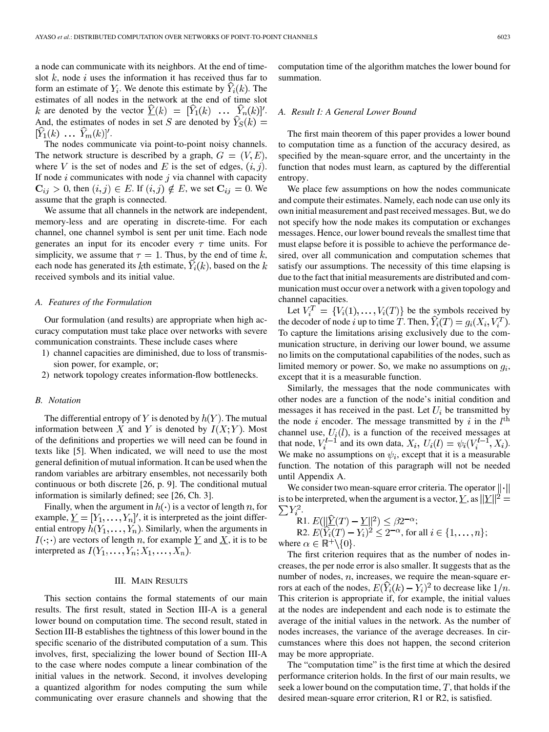a node can communicate with its neighbors. At the end of time-slot $k$, node $i$ uses the information it has received thus far to form an estimate of $Y_i$. We denote this estimate by $\widehat{Y}_i(k)$. The estimates of all nodes in the network at the end of time slot $k$ are denoted by the vector $\underline{\widehat{Y}}(k) = [\widehat{Y}_1(k) \ \ldots \ \widehat{Y}_n(k)]'$. And, the estimates of nodes in set $S$ are denoted by $\widehat{Y}_S(k) = [\widehat{Y}_1(k) \ \ldots \ \widehat{Y}_m(k)]'$.

The nodes communicate via point-to-point noisy channels. The network structure is described by a graph, $G = (V, E)$, where $V$ is the set of nodes and $E$ is the set of edges, $(i, j)$. If node $i$ communicates with node $j$ via channel with capacity $\mathbf{C}_{ij} > 0$, then $(i, j) \in E$. If $(i, j) \notin E$, we set $\mathbf{C}_{ij} = 0$. We assume that the graph is connected.

We assume that all channels in the network are independent, memory-less and are operating in discrete-time. For each channel, one channel symbol is sent per unit time. Each node generates an input for its encoder every $\tau$ time units. For simplicity, we assume that $\tau = 1$. Thus, by the end of time $k$, each node has generated its $k$th estimate, $\widehat{Y}_i(k)$, based on the $k$ received symbols and its initial value.

### A. Features of the Formulation

Our formulation (and results) are appropriate when high accuracy computation must take place over networks with severe communication constraints. These include cases where

1) channel capacities are diminished, due to loss of transmission power, for example, or;
2) network topology creates information-flow bottlenecks.

### B. Notation

The differential entropy of $Y$ is denoted by $h(Y)$. The mutual information between $X$ and $Y$ is denoted by $I(X;Y)$. Most of the definitions and properties we will need can be found in texts like [5]. When indicated, we will need to use the most general definition of mutual information. It can be used when the random variables are arbitrary ensembles, not necessarily both continuous or both discrete [26, p. 9]. The conditional mutual information is similarly defined; see [26, Ch. 3].

Finally, when the argument in $h(\cdot)$ is a vector of length $n$, for example, $\underline{Y} = [Y_1, \ldots, Y_n]'$, it is interpreted as the joint differential entropy $h(Y_1, \ldots, Y_n)$. Similarly, when the arguments in $I(\cdot;\cdot)$ are vectors of length $n$, for example $\underline{Y}$ and $\underline{X}$, it is to be interpreted as $I(Y_1, \ldots, Y_n; X_1, \ldots, X_n)$.

## III. Main Results

This section contains the formal statements of our main results. The first result, stated in Section III-A is a general lower bound on computation time. The second result, stated in Section III-B establishes the tightness of this lower bound in the specific scenario of the distributed computation of a sum. This involves, first, specializing the lower bound of Section III-A to the case where nodes compute a linear combination of the initial values in the network. Second, it involves developing a quantized algorithm for nodes computing the sum while communicating over erasure channels and showing that the computation time of the algorithm matches the lower bound for summation.

### A. Result I: A General Lower Bound

The first main theorem of this paper provides a lower bound to computation time as a function of the accuracy desired, as specified by the mean-square error, and the uncertainty in the function that nodes must learn, as captured by the differential entropy.

We place few assumptions on how the nodes communicate and compute their estimates. Namely, each node can use only its own initial measurement and past received messages. But, we do not specify how the node makes its computation or exchanges messages. Hence, our lower bound reveals the smallest time that must elapse before it is possible to achieve the performance desired, over all communication and computation schemes that satisfy our assumptions. The necessity of this time elapsing is due to the fact that initial measurements are distributed and communication must occur over a network with a given topology and channel capacities.

Let $V_i^T = \{V_i(1), \ldots, V_i(T)\}$ be the symbols received by the decoder of node $i$ up to time $T$. Then, $\widehat{Y}_i(T) = g_i(X_i, V_i^T)$. To capture the limitations arising exclusively due to the communication structure, in deriving our lower bound, we assume no limits on the computational capabilities of the nodes, such as limited memory or power. So, we make no assumptions on $g_i$, except that it is a measurable function.

Similarly, the messages that the node communicates with other nodes are a function of the node's initial condition and messages it has received in the past. Let $U_i$ be transmitted by the node $i$ encoder. The message transmitted by $i$ in the $l^{\text{th}}$ channel use, $U_i(l)$, is a function of the received messages at that node, $V_i^{l-1}$ and its own data, $X_i$, $U_i(l) = \psi_i(V_i^{l-1}, X_i)$. We make no assumptions on $\psi_i$, except that it is a measurable function. The notation of this paragraph will not be needed until Appendix A.

We consider two mean-square error criteria. The operator $\|\cdot\|$ is to be interpreted, when the argument is a vector, $\underline{Y}$, as $\|\underline{Y}\|^2 = \sum Y_i^2$.

R1. $E(\|\underline{\widehat{Y}}(T) - \underline{Y}\|^2) \leq \beta 2^{-\alpha}$;

R2. $E(\widehat{Y}_i(T) - Y_i)^2 \leq 2^{-\alpha}$, for all $i \in \{1, \ldots, n\}$;

where $\alpha \in \mathbb{R}^+ \backslash \{0\}$.

The first criterion requires that as the number of nodes increases, the per node error is also smaller. It suggests that as the number of nodes, $n$, increases, we require the mean-square errors at each of the nodes, $E(\widehat{Y}_i(k) - Y_i)^2$ to decrease like $1/n$. This criterion is appropriate if, for example, the initial values at the nodes are independent and each node is to estimate the average of the initial values in the network. As the number of nodes increases, the variance of the average decreases. In circumstances where this does not happen, the second criterion may be more appropriate.

The "computation time" is the first time at which the desired performance criterion holds. In the first of our main results, we seek a lower bound on the computation time, $T$, that holds if the desired mean-square error criterion, R1 or R2, is satisfied.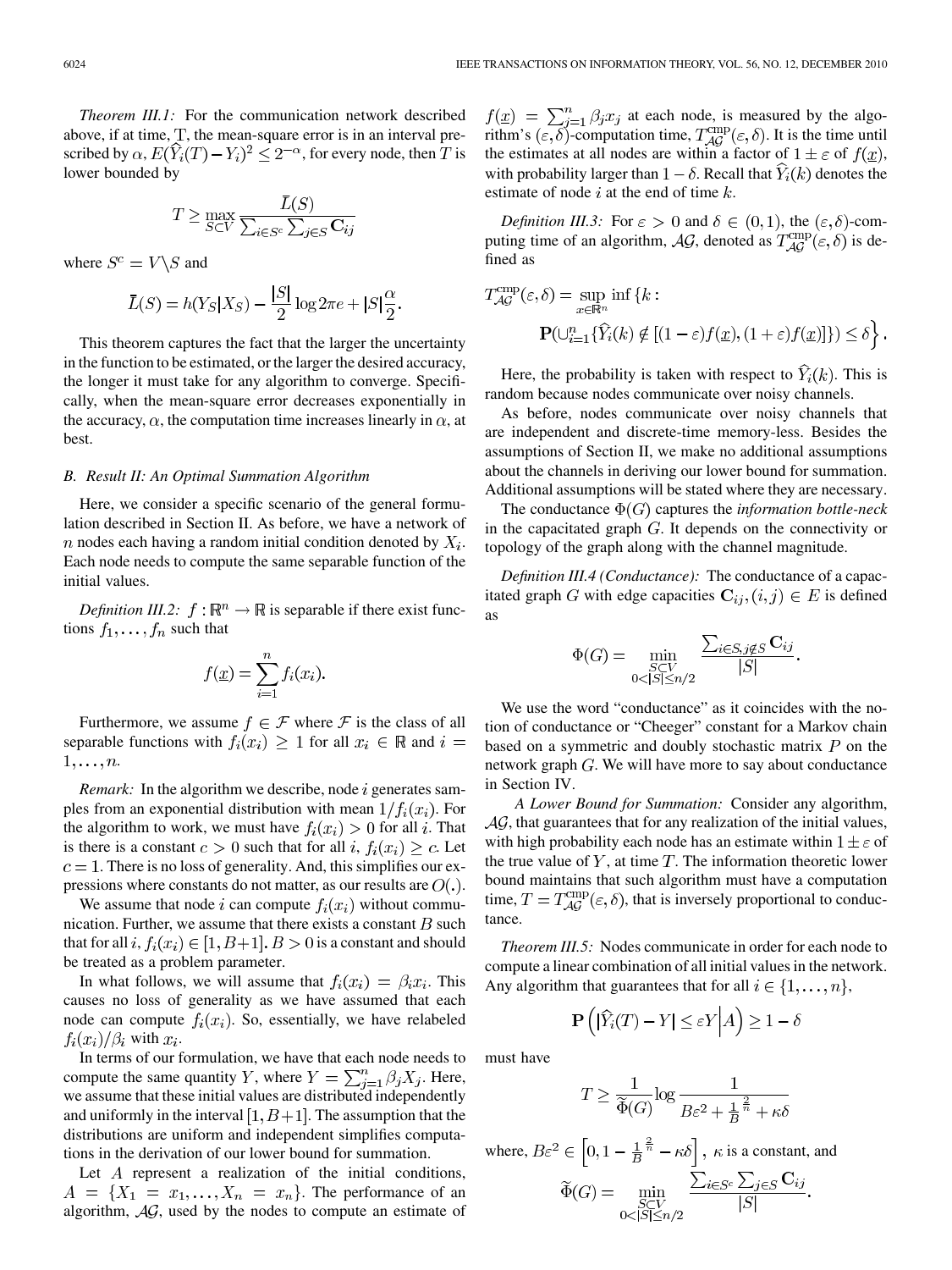*Theorem III.1:* For the communication network described above, if at time, T, the mean-square error is in an interval prescribed by $\alpha$, $E(\widehat{Y}_i(T) - Y_i)^2 \leq 2^{-\alpha}$, for every node, then $T$ is lower bounded by

$$T \geq \max_{S \subset V} \frac{\bar{L}(S)}{\sum_{i \in S^c} \sum_{j \in S} \mathbf{C}_{ij}}$$

where $S^c = V \backslash S$ and

$$\bar{L}(S) = h(Y_S | X_S) - \frac{|S|}{2} \log 2\pi e + |S| \frac{\alpha}{2}.$$

This theorem captures the fact that the larger the uncertainty in the function to be estimated, or the larger the desired accuracy, the longer it must take for any algorithm to converge. Specifically, when the mean-square error decreases exponentially in the accuracy, $\alpha$, the computation time increases linearly in $\alpha$, at best.

## B. Result II: An Optimal Summation Algorithm

Here, we consider a specific scenario of the general formulation described in Section II. As before, we have a network of $n$ nodes each having a random initial condition denoted by $X_i$. Each node needs to compute the same separable function of the initial values.

*Definition III.2:* $f : \mathbb{R}^n \to \mathbb{R}$ is separable if there exist functions $f_1, \ldots, f_n$ such that

$$f(\underline{x}) = \sum_{i=1}^{n} f_i(x_i).$$

Furthermore, we assume $f \in \mathcal{F}$ where $\mathcal{F}$ is the class of all separable functions with $f_i(x_i) \geq 1$ for all $x_i \in \mathbb{R}$ and $i = 1, \ldots, n$.

*Remark:* In the algorithm we describe, node $i$ generates samples from an exponential distribution with mean $1/f_i(x_i)$. For the algorithm to work, we must have $f_i(x_i) > 0$ for all $i$. That is there is a constant $c > 0$ such that for all $i$, $f_i(x_i) \geq c$. Let $c = 1$. There is no loss of generality. And, this simplifies our expressions where constants do not matter, as our results are $O(.)$.

We assume that node $i$ can compute $f_i(x_i)$ without communication. Further, we assume that there exists a constant $B$ such that for all $i$, $f_i(x_i) \in [1, B+1]$. $B > 0$ is a constant and should be treated as a problem parameter.

In what follows, we will assume that $f_i(x_i) = \beta_i x_i$. This causes no loss of generality as we have assumed that each node can compute $f_i(x_i)$. So, essentially, we have relabeled $f_i(x_i)/\beta_i$ with $x_i$.

In terms of our formulation, we have that each node needs to compute the same quantity $Y$, where $Y = \sum_{j=1}^{n} \beta_j X_j$. Here, we assume that these initial values are distributed independently and uniformly in the interval $[1, B+1]$. The assumption that the distributions are uniform and independent simplifies computations in the derivation of our lower bound for summation.

Let $A$ represent a realization of the initial conditions, $A = \{X_1 = x_1, \ldots, X_n = x_n\}$. The performance of an algorithm, $\mathcal{AG}$, used by the nodes to compute an estimate of $f(\underline{x}) = \sum_{j=1}^{n} \beta_j x_j$ at each node, is measured by the algorithm's $(\varepsilon, \delta)$-computation time, $T_{\mathcal{AG}}^{\text{cmp}}(\varepsilon, \delta)$. It is the time until the estimates at all nodes are within a factor of $1 \pm \varepsilon$ of $f(\underline{x})$, with probability larger than $1 - \delta$. Recall that $\widehat{Y}_i(k)$ denotes the estimate of node $i$ at the end of time $k$.

*Definition III.3:* For $\varepsilon > 0$ and $\delta \in (0, 1)$, the $(\varepsilon, \delta)$-computing time of an algorithm, $\mathcal{AG}$, denoted as $T_{\mathcal{AG}}^{\text{cmp}}(\varepsilon, \delta)$ is defined as

$$T_{\mathcal{AG}}^{\text{cmp}}(\varepsilon, \delta) = \sup_{x \in \mathbb{R}^n} \inf \Big\{ k : \mathbf{P}(\cup_{i=1}^{n} \{\widehat{Y}_i(k) \notin [(1-\varepsilon) f(\underline{x}), (1+\varepsilon) f(\underline{x})]\}) \leq \delta \Big\}.$$

Here, the probability is taken with respect to $\widehat{Y}_i(k)$. This is random because nodes communicate over noisy channels.

As before, nodes communicate over noisy channels that are independent and discrete-time memory-less. Besides the assumptions of Section II, we make no additional assumptions about the channels in deriving our lower bound for summation. Additional assumptions will be stated where they are necessary.

The conductance $\Phi(G)$ captures the *information bottle-neck* in the capacitated graph $G$. It depends on the connectivity or topology of the graph along with the channel magnitude.

*Definition III.4 (Conductance):* The conductance of a capacitated graph $G$ with edge capacities $\mathbf{C}_{ij}, (i, j) \in E$ is defined as

$$\Phi(G) = \min_{\substack{S \subset V \\ 0 < |S| \leq n/2}} \frac{\sum_{i \in S, j \notin S} \mathbf{C}_{ij}}{|S|}.$$

We use the word "conductance" as it coincides with the notion of conductance or "Cheeger" constant for a Markov chain based on a symmetric and doubly stochastic matrix $P$ on the network graph $G$. We will have more to say about conductance in Section IV.

*A Lower Bound for Summation:* Consider any algorithm, $\mathcal{AG}$, that guarantees that for any realization of the initial values, with high probability each node has an estimate within $1 \pm \varepsilon$ of the true value of $Y$, at time $T$. The information theoretic lower bound maintains that such algorithm must have a computation time, $T = T_{\mathcal{AG}}^{\text{cmp}}(\varepsilon, \delta)$, that is inversely proportional to conductance.

*Theorem III.5:* Nodes communicate in order for each node to compute a linear combination of all initial values in the network. Any algorithm that guarantees that for all $i \in \{1, \ldots, n\}$,

$$\mathbf{P}\left( |\widehat{Y}_i(T) - Y| \leq \varepsilon Y \Big| A \right) \geq 1 - \delta$$

must have

$$T \geq \frac{1}{\widetilde{\Phi}(G)} \log \frac{1}{B\varepsilon^2 + \frac{1}{B}^{\frac{2}{n}} + \kappa\delta}$$

where, $B\varepsilon^2 \in \left[0, 1 - \frac{1}{B}^{\frac{2}{n}} - \kappa\delta\right]$, $\kappa$ is a constant, and

$$\widetilde{\Phi}(G) = \min_{\substack{S \subset V \\ 0 < |S| \leq n/2}} \frac{\sum_{i \in S^c} \sum_{j \in S} \mathbf{C}_{ij}}{|S|}.$$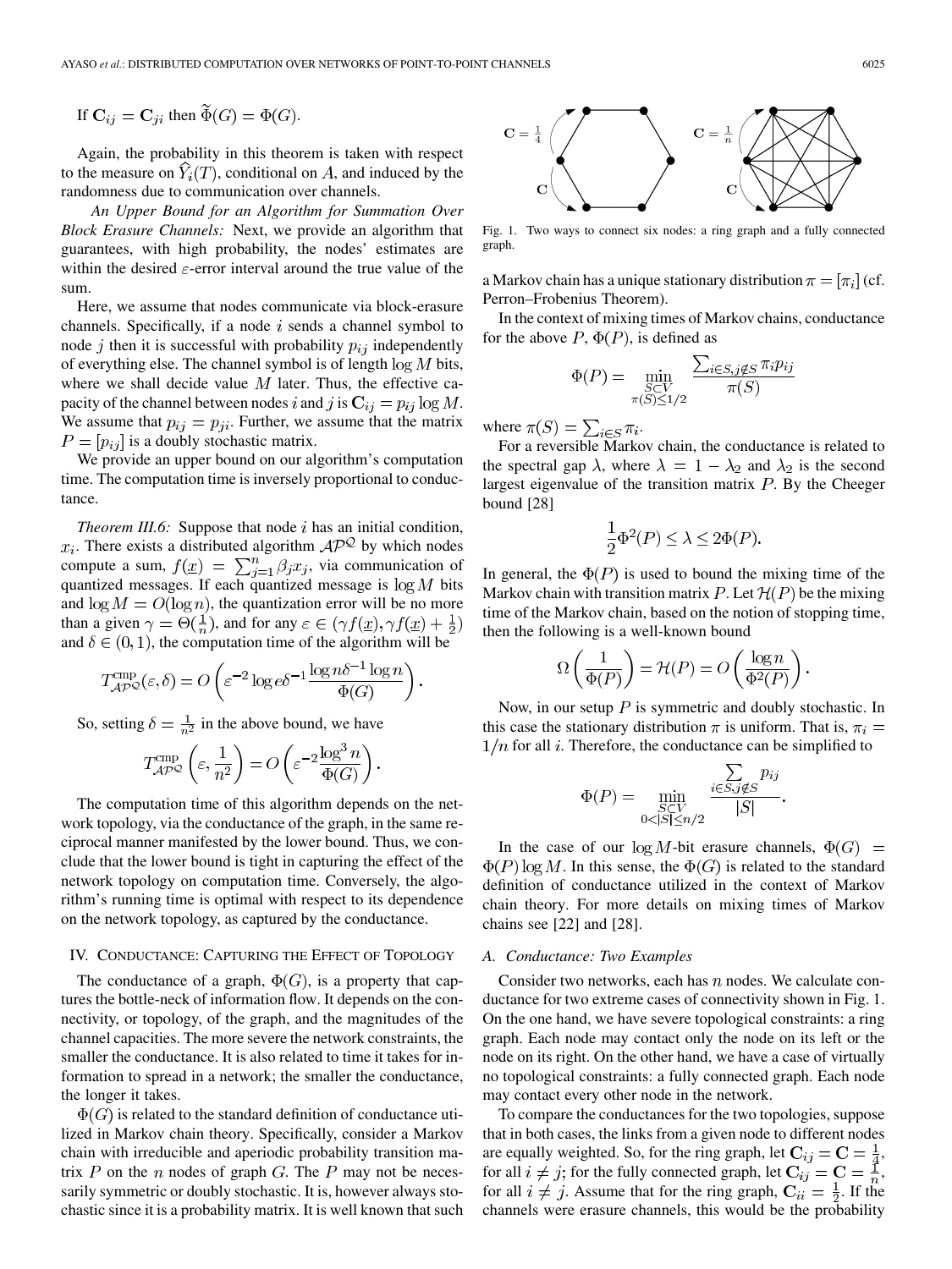If $\mathbf{C}_{ij} = \mathbf{C}_{ji}$ then $\widetilde{\Phi}(G) = \Phi(G)$.

Again, the probability in this theorem is taken with respect to the measure on $\widehat{Y}_i(T)$, conditional on $A$, and induced by the randomness due to communication over channels.

*An Upper Bound for an Algorithm for Summation Over Block Erasure Channels:* Next, we provide an algorithm that guarantees, with high probability, the nodes' estimates are within the desired $\varepsilon$-error interval around the true value of the sum.

Here, we assume that nodes communicate via block-erasure channels. Specifically, if a node $i$ sends a channel symbol to node $j$ then it is successful with probability $p_{ij}$ independently of everything else. The channel symbol is of length $\log M$ bits, where we shall decide value $M$ later. Thus, the effective capacity of the channel between nodes $i$ and $j$ is $\mathbf{C}_{ij} = p_{ij} \log M$. We assume that $p_{ij} = p_{ji}$. Further, we assume that the matrix $P = [p_{ij}]$ is a doubly stochastic matrix.

We provide an upper bound on our algorithm's computation time. The computation time is inversely proportional to conductance.

*Theorem III.6:* Suppose that node $i$ has an initial condition, $x_i$. There exists a distributed algorithm $\mathcal{AP}^{\mathcal{Q}}$ by which nodes compute a sum, $f(\underline{x}) = \sum_{j=1}^{n} \beta_j x_j$, via communication of quantized messages. If each quantized message is $\log M$ bits and $\log M = O(\log n)$, the quantization error will be no more than a given $\gamma = \Theta(\frac{1}{n})$, and for any $\varepsilon \in (\gamma f(\underline{x}), \gamma f(\underline{x}) + \frac{1}{2})$ and $\delta \in (0, 1)$, the computation time of the algorithm will be

$$T^{\mathrm{cmp}}_{\mathcal{AP}^{\mathcal{Q}}}(\varepsilon, \delta) = O\left(\varepsilon^{-2} \log e \delta^{-1} \frac{\log n \delta^{-1} \log n}{\Phi(G)}\right).$$

So, setting $\delta = \frac{1}{n^2}$ in the above bound, we have

$$T^{\mathrm{cmp}}_{\mathcal{AP}^{\mathcal{Q}}}\left(\varepsilon, \frac{1}{n^2}\right) = O\left(\varepsilon^{-2} \frac{\log^3 n}{\Phi(G)}\right).$$

The computation time of this algorithm depends on the network topology, via the conductance of the graph, in the same reciprocal manner manifested by the lower bound. Thus, we conclude that the lower bound is tight in capturing the effect of the network topology on computation time. Conversely, the algorithm's running time is optimal with respect to its dependence on the network topology, as captured by the conductance.

## IV. Conductance: Capturing the Effect of Topology

The conductance of a graph, $\Phi(G)$, is a property that captures the bottle-neck of information flow. It depends on the connectivity, or topology, of the graph, and the magnitudes of the channel capacities. The more severe the network constraints, the smaller the conductance. It is also related to time it takes for information to spread in a network; the smaller the conductance, the longer it takes.

$\Phi(G)$ is related to the standard definition of conductance utilized in Markov chain theory. Specifically, consider a Markov chain with irreducible and aperiodic probability transition matrix $P$ on the $n$ nodes of graph $G$. The $P$ may not be necessarily symmetric or doubly stochastic. It is, however always stochastic since it is a probability matrix. It is well known that such a Markov chain has a unique stationary distribution $\pi = [\pi_i]$ (cf. Perron–Frobenius Theorem).

In the context of mixing times of Markov chains, conductance for the above $P$, $\Phi(P)$, is defined as

$$\Phi(P) = \min_{\substack{S \subset V \\ \pi(S) \leq 1/2}} \frac{\sum_{i \in S, j \notin S} \pi_i p_{ij}}{\pi(S)}$$

where $\pi(S) = \sum_{i \in S} \pi_i$.

For a reversible Markov chain, the conductance is related to the spectral gap $\lambda$, where $\lambda = 1 - \lambda_2$ and $\lambda_2$ is the second largest eigenvalue of the transition matrix $P$. By the Cheeger bound [28]

$$\frac{1}{2}\Phi^2(P) \leq \lambda \leq 2\Phi(P).$$

In general, the $\Phi(P)$ is used to bound the mixing time of the Markov chain with transition matrix $P$. Let $\mathcal{H}(P)$ be the mixing time of the Markov chain, based on the notion of stopping time, then the following is a well-known bound

$$\Omega\left(\frac{1}{\Phi(P)}\right) = \mathcal{H}(P) = O\left(\frac{\log n}{\Phi^2(P)}\right).$$

Now, in our setup $P$ is symmetric and doubly stochastic. In this case the stationary distribution $\pi$ is uniform. That is, $\pi_i = 1/n$ for all $i$. Therefore, the conductance can be simplified to

$$\Phi(P) = \min_{\substack{S \subset V \\ 0 < |S| \leq n/2}} \frac{\sum_{i \in S, j \notin S} p_{ij}}{|S|}.$$

In the case of our $\log M$-bit erasure channels, $\Phi(G) = \Phi(P) \log M$. In this sense, the $\Phi(G)$ is related to the standard definition of conductance utilized in the context of Markov chain theory. For more details on mixing times of Markov chains see [22] and [28].

### A. Conductance: Two Examples

Consider two networks, each has $n$ nodes. We calculate conductance for two extreme cases of connectivity shown in Fig. 1. On the one hand, we have severe topological constraints: a ring graph. Each node may contact only the node on its left or the node on its right. On the other hand, we have a case of virtually no topological constraints: a fully connected graph. Each node may contact every other node in the network.

Fig. 1. Two ways to connect six nodes: a ring graph and a fully connected graph.

To compare the conductances for the two topologies, suppose that in both cases, the links from a given node to different nodes are equally weighted. So, for the ring graph, let $\mathbf{C}_{ij} = \mathbf{C} = \frac{1}{4}$, for all $i \neq j$; for the fully connected graph, let $\mathbf{C}_{ij} = \mathbf{C} = \frac{1}{n}$, for all $i \neq j$. Assume that for the ring graph, $\mathbf{C}_{ii} = \frac{1}{2}$. If the channels were erasure channels, this would be the probability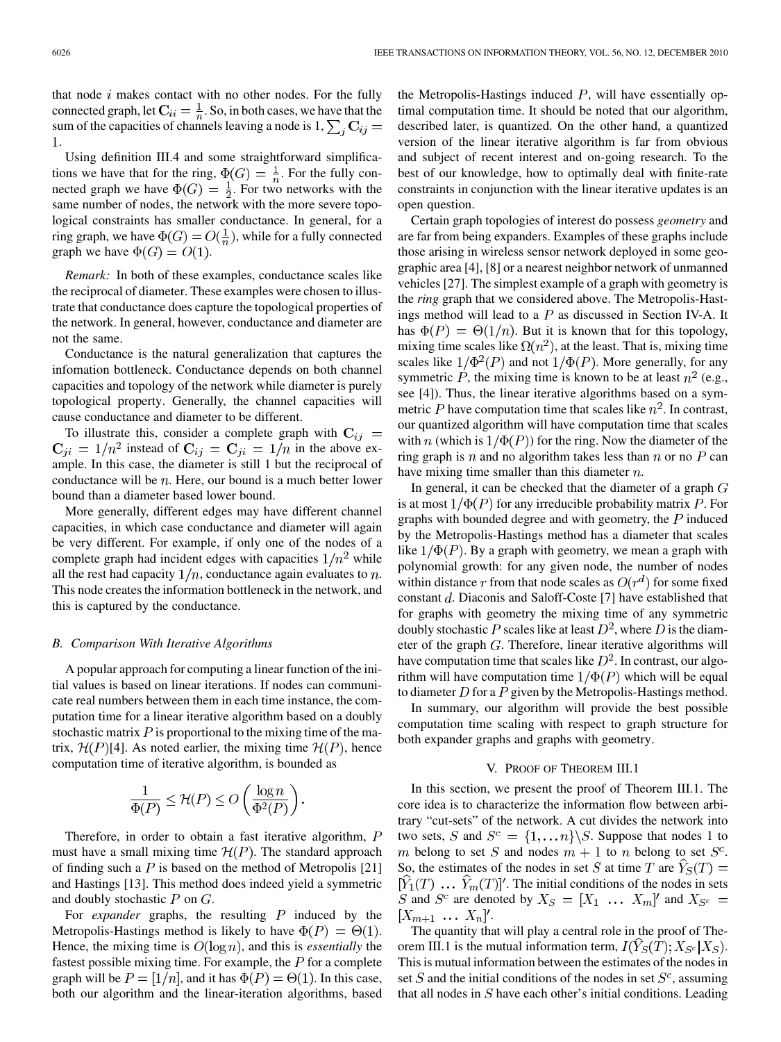that node $i$ makes contact with no other nodes. For the fully connected graph, let $\mathbf{C}_{ii} = \frac{1}{n}$. So, in both cases, we have that the sum of the capacities of channels leaving a node is 1, $\sum_j \mathbf{C}_{ij} = 1$.

Using definition III.4 and some straightforward simplifications we have that for the ring, $\Phi(G) = \frac{1}{n}$. For the fully connected graph we have $\Phi(G) = \frac{1}{2}$. For two networks with the same number of nodes, the network with the more severe topological constraints has smaller conductance. In general, for a ring graph, we have $\Phi(G) = O(\frac{1}{n})$, while for a fully connected graph we have $\Phi(G) = O(1)$.

*Remark:* In both of these examples, conductance scales like the reciprocal of diameter. These examples were chosen to illustrate that conductance does capture the topological properties of the network. In general, however, conductance and diameter are not the same.

Conductance is the natural generalization that captures the infomation bottleneck. Conductance depends on both channel capacities and topology of the network while diameter is purely topological property. Generally, the channel capacities will cause conductance and diameter to be different.

To illustrate this, consider a complete graph with $\mathbf{C}_{ij} = \mathbf{C}_{ji} = 1/n^2$ instead of $\mathbf{C}_{ij} = \mathbf{C}_{ji} = 1/n$ in the above example. In this case, the diameter is still 1 but the reciprocal of conductance will be $n$. Here, our bound is a much better lower bound than a diameter based lower bound.

More generally, different edges may have different channel capacities, in which case conductance and diameter will again be very different. For example, if only one of the nodes of a complete graph had incident edges with capacities $1/n^2$ while all the rest had capacity $1/n$, conductance again evaluates to $n$. This node creates the information bottleneck in the network, and this is captured by the conductance.

### B. Comparison With Iterative Algorithms

A popular approach for computing a linear function of the initial values is based on linear iterations. If nodes can communicate real numbers between them in each time instance, the computation time for a linear iterative algorithm based on a doubly stochastic matrix $P$ is proportional to the mixing time of the matrix, $\mathcal{H}(P)$[4]. As noted earlier, the mixing time $\mathcal{H}(P)$, hence computation time of iterative algorithm, is bounded as

$$\frac{1}{\Phi(P)} \leq \mathcal{H}(P) \leq O\left(\frac{\log n}{\Phi^2(P)}\right).$$

Therefore, in order to obtain a fast iterative algorithm, $P$ must have a small mixing time $\mathcal{H}(P)$. The standard approach of finding such a $P$ is based on the method of Metropolis [21] and Hastings [13]. This method does indeed yield a symmetric and doubly stochastic $P$ on $G$.

For *expander* graphs, the resulting $P$ induced by the Metropolis-Hastings method is likely to have $\Phi(P) = \Theta(1)$. Hence, the mixing time is $O(\log n)$, and this is *essentially* the fastest possible mixing time. For example, the $P$ for a complete graph will be $P = [1/n]$, and it has $\Phi(P) = \Theta(1)$. In this case, both our algorithm and the linear-iteration algorithms, based on the Metropolis-Hastings induced $P$, will have essentially optimal computation time. It should be noted that our algorithm, described later, is quantized. On the other hand, a quantized version of the linear iterative algorithm is far from obvious and subject of recent interest and on-going research. To the best of our knowledge, how to optimally deal with finite-rate constraints in conjunction with the linear iterative updates is an open question.

Certain graph topologies of interest do possess *geometry* and are far from being expanders. Examples of these graphs include those arising in wireless sensor network deployed in some geographic area [4], [8] or a nearest neighbor network of unmanned vehicles [27]. The simplest example of a graph with geometry is the *ring* graph that we considered above. The Metropolis-Hastings method will lead to a $P$ as discussed in Section IV-A. It has $\Phi(P) = \Theta(1/n)$. But it is known that for this topology, mixing time scales like $\Omega(n^2)$, at the least. That is, mixing time scales like $1/\Phi^2(P)$ and not $1/\Phi(P)$. More generally, for any symmetric $P$, the mixing time is known to be at least $n^2$ (e.g., see [4]). Thus, the linear iterative algorithms based on a symmetric $P$ have computation time that scales like $n^2$. In contrast, our quantized algorithm will have computation time that scales with $n$ (which is $1/\Phi(P)$) for the ring. Now the diameter of the ring graph is $n$ and no algorithm takes less than $n$ or no $P$ can have mixing time smaller than this diameter $n$.

In general, it can be checked that the diameter of a graph $G$ is at most $1/\Phi(P)$ for any irreducible probability matrix $P$. For graphs with bounded degree and with geometry, the $P$ induced by the Metropolis-Hastings method has a diameter that scales like $1/\Phi(P)$. By a graph with geometry, we mean a graph with polynomial growth: for any given node, the number of nodes within distance $r$ from that node scales as $O(r^d)$ for some fixed constant $d$. Diaconis and Saloff-Coste [7] have established that for graphs with geometry the mixing time of any symmetric doubly stochastic $P$ scales like at least $D^2$, where $D$ is the diameter of the graph $G$. Therefore, linear iterative algorithms will have computation time that scales like $D^2$. In contrast, our algorithm will have computation time $1/\Phi(P)$ which will be equal to diameter $D$ for a $P$ given by the Metropolis-Hastings method.

In summary, our algorithm will provide the best possible computation time scaling with respect to graph structure for both expander graphs and graphs with geometry.

## V. Proof of Theorem III.1

In this section, we present the proof of Theorem III.1. The core idea is to characterize the information flow between arbitrary "cut-sets" of the network. A cut divides the network into two sets, $S$ and $S^c = \{1, \ldots n\} \backslash S$. Suppose that nodes 1 to $m$ belong to set $S$ and nodes $m+1$ to $n$ belong to set $S^c$. So, the estimates of the nodes in set $S$ at time $T$ are $\widehat{Y}_S(T) = [\widehat{Y}_1(T) \ \ldots \ \widehat{Y}_m(T)]'$. The initial conditions of the nodes in sets $S$ and $S^c$ are denoted by $X_S = [X_1 \ \ldots \ X_m]'$ and $X_{S^c} = [X_{m+1} \ \ldots \ X_n]'$.

The quantity that will play a central role in the proof of Theorem III.1 is the mutual information term, $I(\widehat{Y}_S(T); X_{S^c} | X_S)$. This is mutual information between the estimates of the nodes in set $S$ and the initial conditions of the nodes in set $S^c$, assuming that all nodes in $S$ have each other's initial conditions. Leading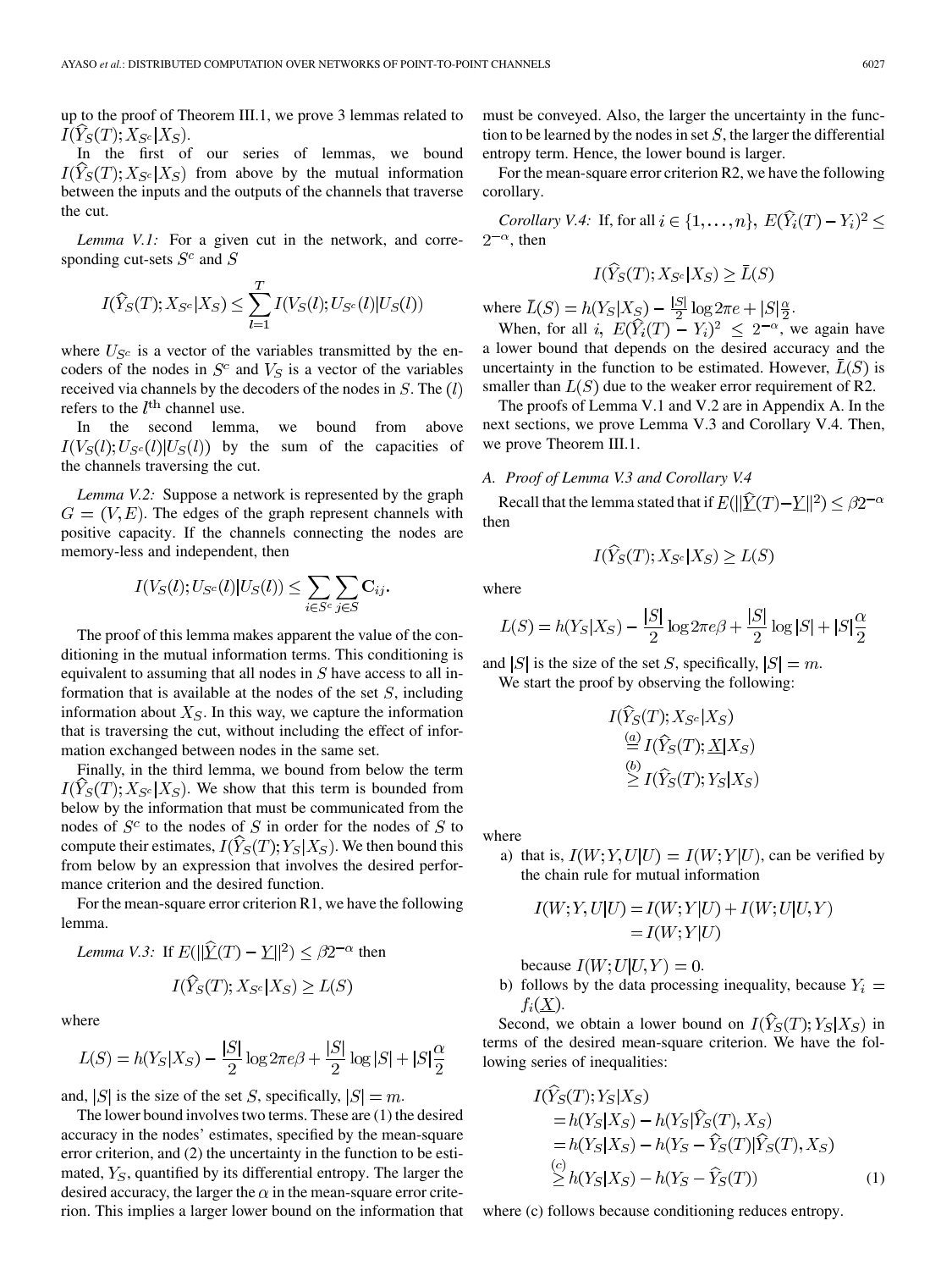up to the proof of Theorem III.1, we prove 3 lemmas related to $I(\widehat{Y}_S(T); X_{S^c}|X_S)$.

In the first of our series of lemmas, we bound $I(\widehat{Y}_S(T); X_{S^c}|X_S)$ from above by the mutual information between the inputs and the outputs of the channels that traverse the cut.

*Lemma V.1:* For a given cut in the network, and corresponding cut-sets $S^c$ and $S$

$$I(\widehat{Y}_S(T); X_{S^c}|X_S) \leq \sum_{l=1}^{T} I(V_S(l); U_{S^c}(l)|U_S(l))$$

where $U_{S^c}$ is a vector of the variables transmitted by the encoders of the nodes in $S^c$ and $V_S$ is a vector of the variables received via channels by the decoders of the nodes in $S$. The $(l)$ refers to the $l^{\text{th}}$ channel use.

In the second lemma, we bound from above $I(V_S(l); U_{S^c}(l)|U_S(l))$ by the sum of the capacities of the channels traversing the cut.

*Lemma V.2:* Suppose a network is represented by the graph $G = (V, E)$. The edges of the graph represent channels with positive capacity. If the channels connecting the nodes are memory-less and independent, then

$$I(V_S(l); U_{S^c}(l)|U_S(l)) \leq \sum_{i \in S^c} \sum_{j \in S} \mathbf{C}_{ij}.$$

The proof of this lemma makes apparent the value of the conditioning in the mutual information terms. This conditioning is equivalent to assuming that all nodes in $S$ have access to all information that is available at the nodes of the set $S$, including information about $X_S$. In this way, we capture the information that is traversing the cut, without including the effect of information exchanged between nodes in the same set.

Finally, in the third lemma, we bound from below the term $I(\widehat{Y}_S(T); X_{S^c}|X_S)$. We show that this term is bounded from below by the information that must be communicated from the nodes of $S^c$ to the nodes of $S$ in order for the nodes of $S$ to compute their estimates, $I(\widehat{Y}_S(T); Y_S|X_S)$. We then bound this from below by an expression that involves the desired performance criterion and the desired function.

For the mean-square error criterion R1, we have the following lemma.

*Lemma V.3:* If $E(||\underline{\widehat{Y}}(T) - \underline{Y}|^2) \leq \beta 2^{-\alpha}$ then

$$I(\widehat{Y}_S(T); X_{S^c}|X_S) \geq L(S)$$

where

$$L(S) = h(Y_S|X_S) - \frac{|S|}{2} \log 2\pi e \beta + \frac{|S|}{2} \log |S| + |S| \frac{\alpha}{2}$$

and, $|S|$ is the size of the set $S$, specifically, $|S| = m$.

The lower bound involves two terms. These are (1) the desired accuracy in the nodes' estimates, specified by the mean-square error criterion, and (2) the uncertainty in the function to be estimated, $Y_S$, quantified by its differential entropy. The larger the desired accuracy, the larger the $\alpha$ in the mean-square error criterion. This implies a larger lower bound on the information that must be conveyed. Also, the larger the uncertainty in the function to be learned by the nodes in set $S$, the larger the differential entropy term. Hence, the lower bound is larger.

For the mean-square error criterion R2, we have the following corollary.

*Corollary V.4:* If, for all $i \in \{1, \ldots, n\}$, $E(\widehat{Y}_i(T) - Y_i)^2 \leq 2^{-\alpha}$, then

$$I(\widehat{Y}_S(T); X_{S^c}|X_S) \geq \bar{L}(S)$$

where $\bar{L}(S) = h(Y_S|X_S) - \frac{|S|}{2} \log 2\pi e + |S| \frac{\alpha}{2}$.

When, for all $i$, $E(\widehat{Y}_i(T) - Y_i)^2 \leq 2^{-\alpha}$, we again have a lower bound that depends on the desired accuracy and the uncertainty in the function to be estimated. However, $\bar{L}(S)$ is smaller than $L(S)$ due to the weaker error requirement of R2.

The proofs of Lemma V.1 and V.2 are in Appendix A. In the next sections, we prove Lemma V.3 and Corollary V.4. Then, we prove Theorem III.1.

### A. Proof of Lemma V.3 and Corollary V.4

Recall that the lemma stated that if $E(||\underline{\widehat{Y}}(T) - \underline{Y}||^2) \leq \beta 2^{-\alpha}$ then

$$I(\widehat{Y}_S(T); X_{S^c}|X_S) \geq L(S)$$

where

$$L(S) = h(Y_S|X_S) - \frac{|S|}{2} \log 2\pi e \beta + \frac{|S|}{2} \log |S| + |S| \frac{\alpha}{2}$$

and $|S|$ is the size of the set $S$, specifically, $|S| = m$.

We start the proof by observing the following:

$$\begin{aligned}
&I(\widehat{Y}_S(T); X_{S^c}|X_S) \\
&\overset{(a)}{=} I(\widehat{Y}_S(T); \underline{X}|X_S) \\
&\overset{(b)}{\geq} I(\widehat{Y}_S(T); Y_S|X_S)
\end{aligned}$$

where

a) that is, $I(W; Y, U|U) = I(W; Y|U)$, can be verified by the chain rule for mutual information

$$\begin{aligned}
I(W; Y, U|U) &= I(W; Y|U) + I(W; U|U, Y) \\
&= I(W; Y|U)
\end{aligned}$$

because $I(W; U|U, Y) = 0$.

b) follows by the data processing inequality, because $Y_i = f_i(\underline{X})$.

Second, we obtain a lower bound on $I(\widehat{Y}_S(T); Y_S|X_S)$ in terms of the desired mean-square criterion. We have the following series of inequalities:

$$\begin{aligned}
&I(\widehat{Y}_S(T); Y_S|X_S) \\
&= h(Y_S|X_S) - h(Y_S|\widehat{Y}_S(T), X_S) \\
&= h(Y_S|X_S) - h(Y_S - \widehat{Y}_S(T)|\widehat{Y}_S(T), X_S) \\
&\overset{(c)}{\geq} h(Y_S|X_S) - h(Y_S - \widehat{Y}_S(T)) \qquad (1)
\end{aligned}$$

where (c) follows because conditioning reduces entropy.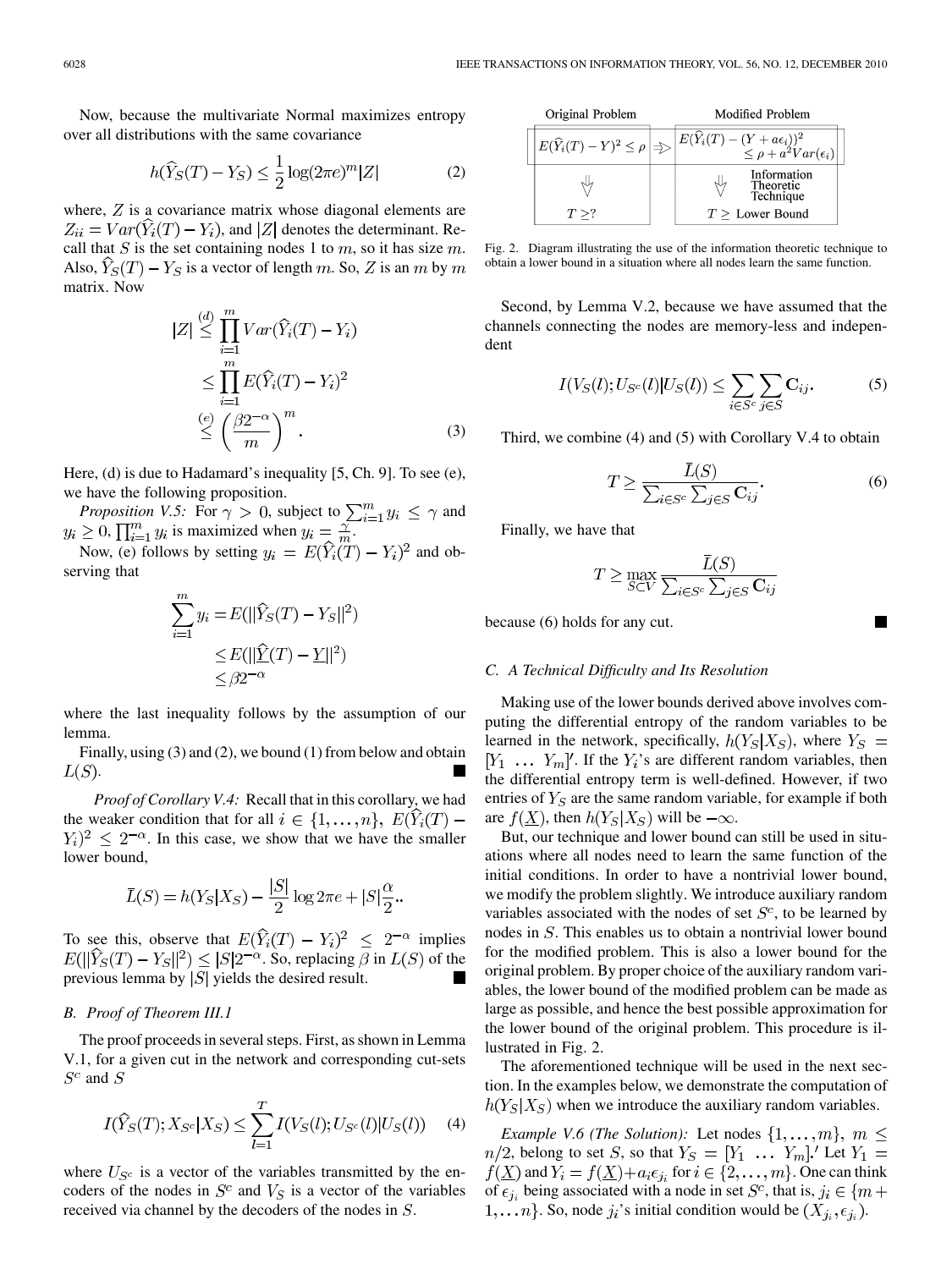Now, because the multivariate Normal maximizes entropy over all distributions with the same covariance

$$h(\widehat{Y}_S(T) - Y_S) \leq \frac{1}{2}\log(2\pi e)^m |Z| \tag{2}$$

where, $Z$ is a covariance matrix whose diagonal elements are $Z_{ii} = Var(\widehat{Y}_i(T) - Y_i)$, and $|Z|$ denotes the determinant. Recall that $S$ is the set containing nodes 1 to $m$, so it has size $m$. Also, $\widehat{Y}_S(T) - Y_S$ is a vector of length $m$. So, $Z$ is an $m$ by $m$ matrix. Now

$$\begin{aligned} |Z| &\stackrel{(d)}{\leq} \prod_{i=1}^{m} Var(\widehat{Y}_i(T) - Y_i) \\ &\leq \prod_{i=1}^{m} E(\widehat{Y}_i(T) - Y_i)^2 \\ &\stackrel{(e)}{\leq} \left(\frac{\beta 2^{-\alpha}}{m}\right)^m. \end{aligned} \tag{3}$$

Here, (d) is due to Hadamard's inequality [5, Ch. 9]. To see (e), we have the following proposition.

*Proposition V.5:* For $\gamma > 0$, subject to $\sum_{i=1}^m y_i \leq \gamma$ and $y_i \geq 0$, $\prod_{i=1}^m y_i$ is maximized when $y_i = \frac{\gamma}{m}$.

Now, (e) follows by setting $y_i = E(\widehat{Y}_i(T) - Y_i)^2$ and observing that

$$\begin{aligned} \sum_{i=1}^{m} y_i &= E(\|\widehat{Y}_S(T) - Y_S\|^2) \\ &\leq E(\|\underline{\widehat{Y}}(T) - \underline{Y}\|^2) \\ &\leq \beta 2^{-\alpha} \end{aligned}$$

where the last inequality follows by the assumption of our lemma.

Finally, using (3) and (2), we bound (1) from below and obtain $L(S)$. ∎

*Proof of Corollary V.4:* Recall that in this corollary, we had the weaker condition that for all $i \in \{1, \ldots, n\}$, $E(\widehat{Y}_i(T) - Y_i)^2 \leq 2^{-\alpha}$. In this case, we show that we have the smaller lower bound,

$$\bar{L}(S) = h(Y_S|X_S) - \frac{|S|}{2}\log 2\pi e + |S|\frac{\alpha}{2}.$$

To see this, observe that $E(\widehat{Y}_i(T) - Y_i)^2 \leq 2^{-\alpha}$ implies $E(\|\widehat{Y}_S(T) - Y_S\|^2) \leq |S| 2^{-\alpha}$. So, replacing $\beta$ in $L(S)$ of the previous lemma by $|S|$ yields the desired result. ∎

### B. Proof of Theorem III.1

The proof proceeds in several steps. First, as shown in Lemma V.1, for a given cut in the network and corresponding cut-sets $S^c$ and $S$

$$I(\widehat{Y}_S(T); X_{S^c}|X_S) \leq \sum_{l=1}^{T} I(V_S(l); U_{S^c}(l)|U_S(l)) \tag{4}$$

where $U_{S^c}$ is a vector of the variables transmitted by the encoders of the nodes in $S^c$ and $V_S$ is a vector of the variables received via channel by the decoders of the nodes in $S$.

| Original Problem | | Modified Problem |
|---|---|---|
| $E(\widehat{Y}_i(T) - Y)^2 \leq \rho$ | ⇒ | $E(\widehat{Y}_i(T) - (Y + a\epsilon_i))^2 \leq \rho + a^2 Var(\epsilon_i)$ |
| ⇓ | | ⇓ Information Theoretic Technique |
| $T \geq ?$ | | $T \geq$ Lower Bound |

Fig. 2. Diagram illustrating the use of the information theoretic technique to obtain a lower bound in a situation where all nodes learn the same function.

Second, by Lemma V.2, because we have assumed that the channels connecting the nodes are memory-less and independent

$$I(V_S(l); U_{S^c}(l)|U_S(l)) \leq \sum_{i \in S^c}\sum_{j \in S} \mathbf{C}_{ij}. \tag{5}$$

Third, we combine (4) and (5) with Corollary V.4 to obtain

$$T \geq \frac{\bar{L}(S)}{\sum_{i \in S^c}\sum_{j \in S} \mathbf{C}_{ij}}. \tag{6}$$

Finally, we have that

$$T \geq \max_{S \subset V} \frac{\bar{L}(S)}{\sum_{i \in S^c}\sum_{j \in S} \mathbf{C}_{ij}}$$

because (6) holds for any cut. ∎

### C. A Technical Difficulty and Its Resolution

Making use of the lower bounds derived above involves computing the differential entropy of the random variables to be learned in the network, specifically, $h(Y_S|X_S)$, where $Y_S = [Y_1 \ \ldots \ Y_m]'$. If the $Y_i$'s are different random variables, then the differential entropy term is well-defined. However, if two entries of $Y_S$ are the same random variable, for example if both are $f(\underline{X})$, then $h(Y_S|X_S)$ will be $-\infty$.

But, our technique and lower bound can still be used in situations where all nodes need to learn the same function of the initial conditions. In order to have a nontrivial lower bound, we modify the problem slightly. We introduce auxiliary random variables associated with the nodes of set $S^c$, to be learned by nodes in $S$. This enables us to obtain a nontrivial lower bound for the modified problem. This is also a lower bound for the original problem. By proper choice of the auxiliary random variables, the lower bound of the modified problem can be made as large as possible, and hence the best possible approximation for the lower bound of the original problem. This procedure is illustrated in Fig. 2.

The aforementioned technique will be used in the next section. In the examples below, we demonstrate the computation of $h(Y_S|X_S)$ when we introduce the auxiliary random variables.

*Example V.6 (The Solution):* Let nodes $\{1, \ldots, m\}$, $m \leq n/2$, belong to set $S$, so that $Y_S = [Y_1 \ \ldots \ Y_m]$.' Let $Y_1 = f(\underline{X})$ and $Y_i = f(\underline{X}) + a_i\epsilon_{j_i}$ for $i \in \{2, \ldots, m\}$. One can think of $\epsilon_{j_i}$ being associated with a node in set $S^c$, that is, $j_i \in \{m+1, \ldots n\}$. So, node $j_i$'s initial condition would be $(X_{j_i}, \epsilon_{j_i})$.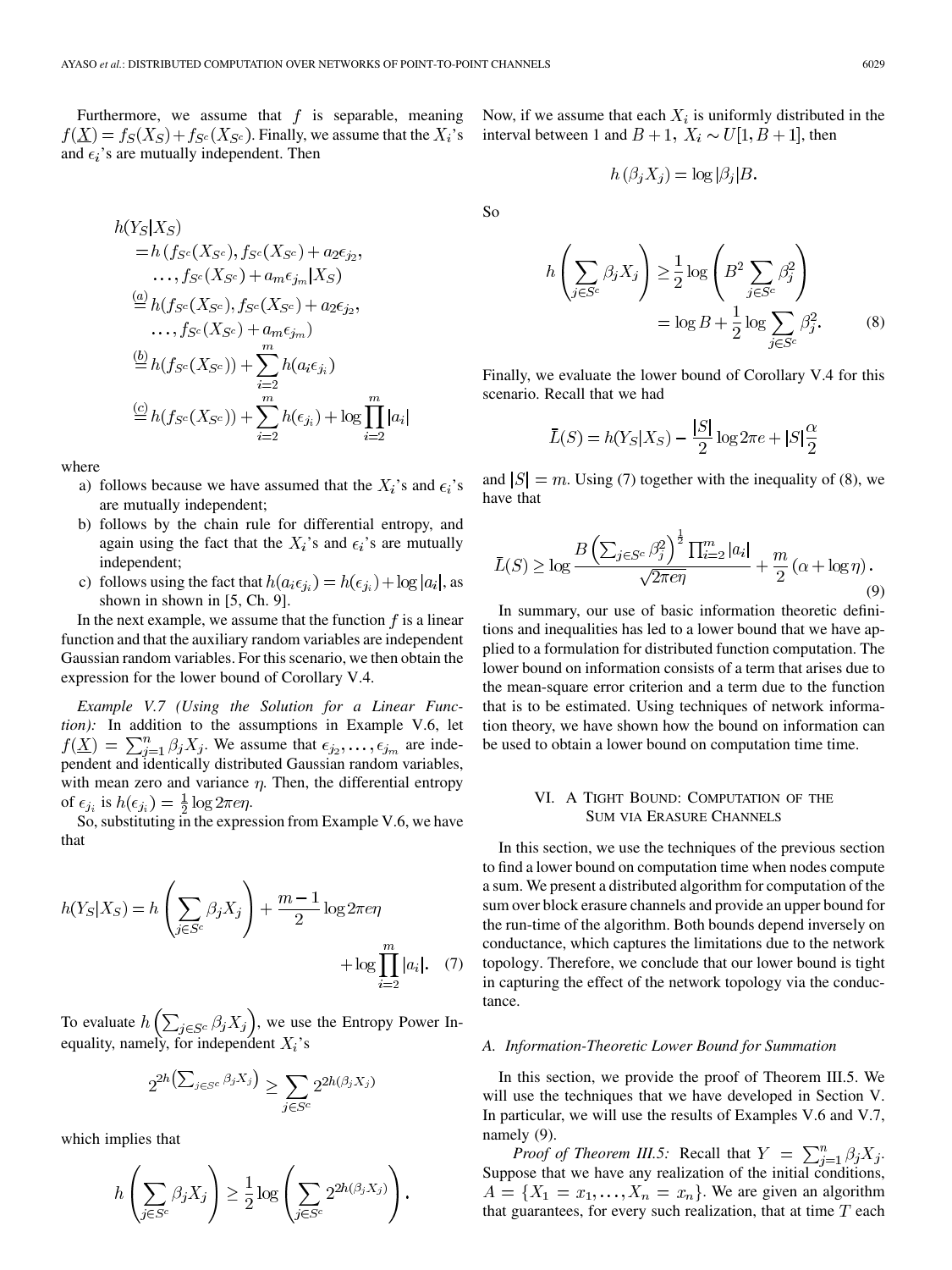Furthermore, we assume that $f$ is separable, meaning $f(\underline{X}) = f_S(X_S) + f_{S^c}(X_{S^c})$. Finally, we assume that the $X_i$'s and $\epsilon_i$'s are mutually independent. Then

$$
\begin{aligned}
&h(Y_S|X_S)\\
&= h\,(f_{S^c}(X_{S^c}), f_{S^c}(X_{S^c}) + a_2\epsilon_{j_2},\\
&\quad \ldots, f_{S^c}(X_{S^c}) + a_m\epsilon_{j_m}|X_S)\\
&\overset{(a)}{=} h(f_{S^c}(X_{S^c}), f_{S^c}(X_{S^c}) + a_2\epsilon_{j_2},\\
&\quad \ldots, f_{S^c}(X_{S^c}) + a_m\epsilon_{j_m})\\
&\overset{(b)}{=} h(f_{S^c}(X_{S^c})) + \sum_{i=2}^{m} h(a_i\epsilon_{j_i})\\
&\overset{(c)}{=} h(f_{S^c}(X_{S^c})) + \sum_{i=2}^{m} h(\epsilon_{j_i}) + \log\prod_{i=2}^{m}|a_i|
\end{aligned}
$$

where

a) follows because we have assumed that the $X_i$'s and $\epsilon_i$'s are mutually independent;

b) follows by the chain rule for differential entropy, and again using the fact that the $X_i$'s and $\epsilon_i$'s are mutually independent;

c) follows using the fact that $h(a_i\epsilon_{j_i}) = h(\epsilon_{j_i}) + \log|a_i|$, as shown in shown in [5, Ch. 9].

In the next example, we assume that the function $f$ is a linear function and that the auxiliary random variables are independent Gaussian random variables. For this scenario, we then obtain the expression for the lower bound of Corollary V.4.

*Example V.7 (Using the Solution for a Linear Function):* In addition to the assumptions in Example V.6, let $f(\underline{X}) = \sum_{j=1}^{n}\beta_j X_j$. We assume that $\epsilon_{j_2}, \ldots, \epsilon_{j_m}$ are independent and identically distributed Gaussian random variables, with mean zero and variance $\eta$. Then, the differential entropy of $\epsilon_{j_i}$ is $h(\epsilon_{j_i}) = \frac{1}{2}\log 2\pi e\eta$.

So, substituting in the expression from Example V.6, we have that

$$
h(Y_S|X_S) = h\left(\sum_{j\in S^c}\beta_j X_j\right) + \frac{m-1}{2}\log 2\pi e\eta + \log\prod_{i=2}^{m}|a_i|. \quad (7)
$$

To evaluate $h\left(\sum_{j\in S^c}\beta_j X_j\right)$, we use the Entropy Power Inequality, namely, for independent $X_i$'s

$$
2^{2h\left(\sum_{j\in S^c}\beta_j X_j\right)} \geq \sum_{j\in S^c} 2^{2h(\beta_j X_j)}
$$

which implies that

$$
h\left(\sum_{j\in S^c}\beta_j X_j\right) \geq \frac{1}{2}\log\left(\sum_{j\in S^c} 2^{2h(\beta_j X_j)}\right).
$$

Now, if we assume that each $X_i$ is uniformly distributed in the interval between 1 and $B+1$, $X_i \sim U[1, B+1]$, then

$$
h(\beta_j X_j) = \log|\beta_j|B.
$$

So

$$
\begin{aligned}
h\left(\sum_{j\in S^c}\beta_j X_j\right) &\geq \frac{1}{2}\log\left(B^2\sum_{j\in S^c}\beta_j^2\right)\\
&= \log B + \frac{1}{2}\log\sum_{j\in S^c}\beta_j^2. \quad (8)
\end{aligned}
$$

Finally, we evaluate the lower bound of Corollary V.4 for this scenario. Recall that we had

$$
\bar{L}(S) = h(Y_S|X_S) - \frac{|S|}{2}\log 2\pi e + |S|\frac{\alpha}{2}
$$

and $|S| = m$. Using (7) together with the inequality of (8), we have that

$$
\bar{L}(S) \geq \log\frac{B\left(\sum_{j\in S^c}\beta_j^2\right)^{\frac{1}{2}}\prod_{i=2}^{m}|a_i|}{\sqrt{2\pi e\eta}} + \frac{m}{2}(\alpha + \log\eta). \quad (9)
$$

In summary, our use of basic information theoretic definitions and inequalities has led to a lower bound that we have applied to a formulation for distributed function computation. The lower bound on information consists of a term that arises due to the mean-square error criterion and a term due to the function that is to be estimated. Using techniques of network information theory, we have shown how the bound on information can be used to obtain a lower bound on computation time time.

## VI. A Tight Bound: Computation of the Sum via Erasure Channels

In this section, we use the techniques of the previous section to find a lower bound on computation time when nodes compute a sum. We present a distributed algorithm for computation of the sum over block erasure channels and provide an upper bound for the run-time of the algorithm. Both bounds depend inversely on conductance, which captures the limitations due to the network topology. Therefore, we conclude that our lower bound is tight in capturing the effect of the network topology via the conductance.

### A. Information-Theoretic Lower Bound for Summation

In this section, we provide the proof of Theorem III.5. We will use the techniques that we have developed in Section V. In particular, we will use the results of Examples V.6 and V.7, namely (9).

*Proof of Theorem III.5:* Recall that $Y = \sum_{j=1}^{n}\beta_j X_j$. Suppose that we have any realization of the initial conditions, $A = \{X_1 = x_1, \ldots, X_n = x_n\}$. We are given an algorithm that guarantees, for every such realization, that at time $T$ each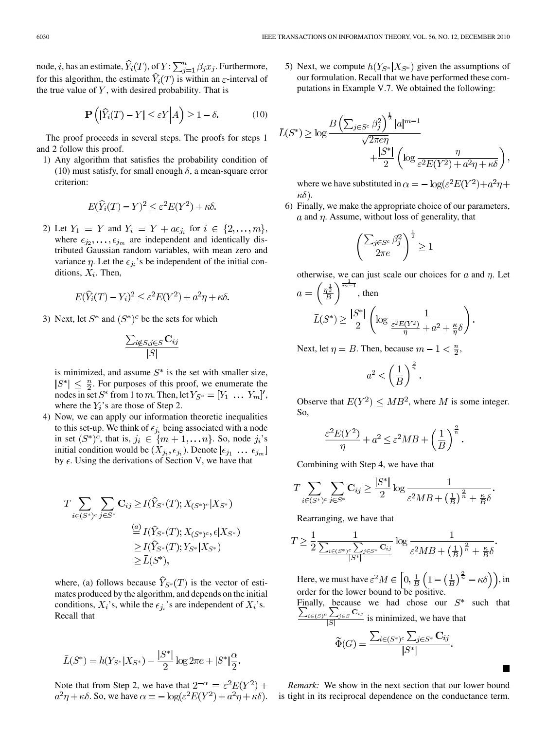node, $i$, has an estimate, $\widehat{Y}_i(T)$, of $Y: \sum_{j=1}^n \beta_j x_j$. Furthermore, for this algorithm, the estimate $\widehat{Y}_i(T)$ is within an $\varepsilon$-interval of the true value of $Y$, with desired probability. That is

$$\mathbf{P}\left(\left|\widehat{Y}_i(T) - Y\right| \leq \varepsilon Y \middle| A\right) \geq 1 - \delta. \tag{10}$$

The proof proceeds in several steps. The proofs for steps 1 and 2 follow this proof.

1) Any algorithm that satisfies the probability condition of (10) must satisfy, for small enough $\delta$, a mean-square error criterion:

$$E(\widehat{Y}_i(T) - Y)^2 \leq \varepsilon^2 E(Y^2) + \kappa\delta.$$

2) Let $Y_1 = Y$ and $Y_i = Y + a\epsilon_{j_i}$ for $i \in \{2, \ldots, m\}$, where $\epsilon_{j_2}, \ldots, \epsilon_{j_m}$ are independent and identically distributed Gaussian random variables, with mean zero and variance $\eta$. Let the $\epsilon_{j_i}$'s be independent of the initial conditions, $X_i$. Then,

$$E(\widehat{Y}_i(T) - Y_i)^2 \leq \varepsilon^2 E(Y^2) + a^2\eta + \kappa\delta.$$

3) Next, let $S^*$ and $(S^*)^c$ be the sets for which

$$\frac{\sum_{i \notin S, j \in S} \mathbf{C}_{ij}}{|S|}$$

is minimized, and assume $S^*$ is the set with smaller size, $|S^*| \leq \frac{n}{2}$. For purposes of this proof, we enumerate the nodes in set $S^*$ from 1 to $m$. Then, let $Y_{S^*} = [Y_1 \; \ldots \; Y_m]'$, where the $Y_i$'s are those of Step 2.

4) Now, we can apply our information theoretic inequalities to this set-up. We think of $\epsilon_{j_i}$ being associated with a node in set $(S^*)^c$, that is, $j_i \in \{m+1, \ldots n\}$. So, node $j_i$'s initial condition would be $(X_{j_i}, \epsilon_{j_i})$. Denote $[\epsilon_{j_1} \; \ldots \; \epsilon_{j_m}]$ by $\epsilon$. Using the derivations of Section V, we have that

$$\begin{aligned}
T \sum_{i \in (S^*)^c} \sum_{j \in S^*} \mathbf{C}_{ij} &\geq I(\widehat{Y}_{S^*}(T); X_{(S^*)^c} | X_{S^*}) \\
&\overset{(a)}{=} I(\widehat{Y}_{S^*}(T); X_{(S^*)^c}, \epsilon | X_{S^*}) \\
&\geq I(\widehat{Y}_{S^*}(T); Y_{S^*} | X_{S^*}) \\
&\geq \bar{L}(S^*),
\end{aligned}$$

where, (a) follows because $\widehat{Y}_{S^*}(T)$ is the vector of estimates produced by the algorithm, and depends on the initial conditions, $X_i$'s, while the $\epsilon_{j_i}$'s are independent of $X_i$'s. Recall that

$$\bar{L}(S^*) = h(Y_{S^*} | X_{S^*}) - \frac{|S^*|}{2} \log 2\pi e + |S^*| \frac{\alpha}{2}.$$

Note that from Step 2, we have that $2^{-\alpha} = \varepsilon^2 E(Y^2) + a^2\eta + \kappa\delta$. So, we have $\alpha = -\log(\varepsilon^2 E(Y^2) + a^2\eta + \kappa\delta)$.

5) Next, we compute $h(Y_{S^*} | X_{S^*})$ given the assumptions of our formulation. Recall that we have performed these computations in Example V.7. We obtained the following:

$$\bar{L}(S^*) \geq \log \frac{B \left(\sum_{j \in S^c} \beta_j^2\right)^{\frac{1}{2}} |a|^{m-1}}{\sqrt{2\pi e \eta}} + \frac{|S^*|}{2} \left(\log \frac{\eta}{\varepsilon^2 E(Y^2) + a^2\eta + \kappa\delta}\right),$$

where we have substituted in $\alpha = -\log(\varepsilon^2 E(Y^2) + a^2\eta + \kappa\delta)$.

6) Finally, we make the appropriate choice of our parameters, $a$ and $\eta$. Assume, without loss of generality, that

$$\left(\frac{\sum_{j \in S^c} \beta_j^2}{2\pi e}\right)^{\frac{1}{2}} \geq 1$$

otherwise, we can just scale our choices for $a$ and $\eta$. Let $a = \left(\frac{\eta^{\frac{1}{2}}}{B}\right)^{\frac{1}{m-1}}$, then

$$\bar{L}(S^*) \geq \frac{|S^*|}{2} \left(\log \frac{1}{\frac{\varepsilon^2 E(Y^2)}{\eta} + a^2 + \frac{\kappa}{\eta}\delta}\right).$$

Next, let $\eta = B$. Then, because $m - 1 < \frac{n}{2}$,

$$a^2 < \left(\frac{1}{B}\right)^{\frac{2}{n}}.$$

Observe that $E(Y^2) \leq MB^2$, where $M$ is some integer. So,

$$\frac{\varepsilon^2 E(Y^2)}{\eta} + a^2 \leq \varepsilon^2 MB + \left(\frac{1}{B}\right)^{\frac{2}{n}}.$$

Combining with Step 4, we have that

$$T \sum_{i \in (S^*)^c} \sum_{j \in S^*} \mathbf{C}_{ij} \geq \frac{|S^*|}{2} \log \frac{1}{\varepsilon^2 MB + \left(\frac{1}{B}\right)^{\frac{2}{n}} + \frac{\kappa}{B}\delta}.$$

Rearranging, we have that

$$T \geq \frac{1}{2} \frac{1}{\frac{\sum_{i \in (S^*)^c} \sum_{j \in S^*} \mathbf{C}_{ij}}{|S^*|}} \log \frac{1}{\varepsilon^2 MB + \left(\frac{1}{B}\right)^{\frac{2}{n}} + \frac{\kappa}{B}\delta}.$$

Here, we must have $\varepsilon^2 M \in \left[0, \frac{1}{B}\left(1 - \left(\frac{1}{B}\right)^{\frac{2}{n}} - \kappa\delta\right)\right)$, in order for the lower bound to be positive.

Finally, because we had chose our $S^*$ such that $\frac{\sum_{i \in (S)^c} \sum_{j \in S} \mathbf{C}_{ij}}{|S|}$ is minimized, we have that

$$\widetilde{\Phi}(G) = \frac{\sum_{i \in (S^*)^c} \sum_{j \in S^*} \mathbf{C}_{ij}}{|S^*|}.$$

■

*Remark:* We show in the next section that our lower bound is tight in its reciprocal dependence on the conductance term.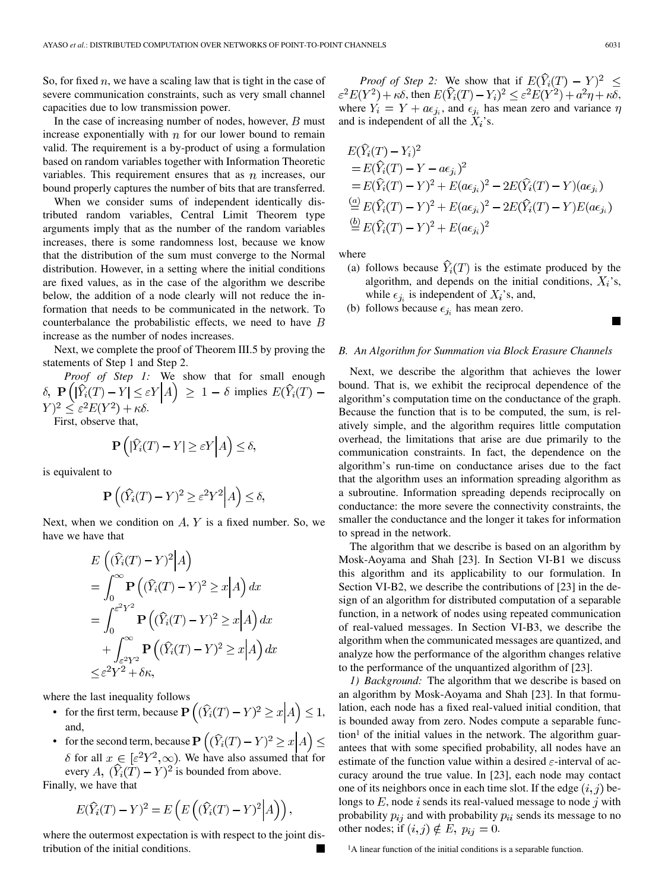So, for fixed $n$, we have a scaling law that is tight in the case of severe communication constraints, such as very small channel capacities due to low transmission power.

In the case of increasing number of nodes, however, $B$ must increase exponentially with $n$ for our lower bound to remain valid. The requirement is a by-product of using a formulation based on random variables together with Information Theoretic variables. This requirement ensures that as $n$ increases, our bound properly captures the number of bits that are transferred.

When we consider sums of independent identically distributed random variables, Central Limit Theorem type arguments imply that as the number of the random variables increases, there is some randomness lost, because we know that the distribution of the sum must converge to the Normal distribution. However, in a setting where the initial conditions are fixed values, as in the case of the algorithm we describe below, the addition of a node clearly will not reduce the information that needs to be communicated in the network. To counterbalance the probabilistic effects, we need to have $B$ increase as the number of nodes increases.

Next, we complete the proof of Theorem III.5 by proving the statements of Step 1 and Step 2.

*Proof of Step 1:* We show that for small enough $\delta$, $\mathbf{P}\left(|\widehat{Y}_i(T) - Y| \leq \varepsilon Y \middle| A\right) \geq 1 - \delta$ implies $E(\widehat{Y}_i(T) - Y)^2 \leq \varepsilon^2 E(Y^2) + \kappa\delta$.

First, observe that,

$$\mathbf{P}\left(|\widehat{Y}_i(T) - Y| \geq \varepsilon Y \middle| A\right) \leq \delta,$$

is equivalent to

$$\mathbf{P}\left((\widehat{Y}_i(T) - Y)^2 \geq \varepsilon^2 Y^2 \middle| A\right) \leq \delta,$$

Next, when we condition on $A$, $Y$ is a fixed number. So, we have we have that

$$\begin{aligned}
&E\left((\widehat{Y}_i(T) - Y)^2 \middle| A\right) \\
&= \int_0^\infty \mathbf{P}\left((\widehat{Y}_i(T) - Y)^2 \geq x \middle| A\right) dx \\
&= \int_0^{\varepsilon^2 Y^2} \mathbf{P}\left((\widehat{Y}_i(T) - Y)^2 \geq x \middle| A\right) dx \\
&\quad + \int_{\varepsilon^2 Y^2}^\infty \mathbf{P}\left((\widehat{Y}_i(T) - Y)^2 \geq x \middle| A\right) dx \\
&\leq \varepsilon^2 Y^2 + \delta\kappa,
\end{aligned}$$

where the last inequality follows

- for the first term, because $\mathbf{P}\left((\widehat{Y}_i(T) - Y)^2 \geq x \middle| A\right) \leq 1$, and,
- for the second term, because $\mathbf{P}\left((\widehat{Y}_i(T) - Y)^2 \geq x \middle| A\right) \leq \delta$ for all $x \in [\varepsilon^2 Y^2, \infty)$. We have also assumed that for every $A$, $(\widehat{Y}_i(T) - Y)^2$ is bounded from above.

Finally, we have that

$$E(\widehat{Y}_i(T) - Y)^2 = E\left(E\left((\widehat{Y}_i(T) - Y)^2 \middle| A\right)\right),$$

where the outermost expectation is with respect to the joint distribution of the initial conditions. ∎

*Proof of Step 2:* We show that if $E(\widehat{Y}_i(T) - Y)^2 \leq \varepsilon^2 E(Y^2) + \kappa\delta$, then $E(\widehat{Y}_i(T) - Y_i)^2 \leq \varepsilon^2 E(Y^2) + a^2\eta + \kappa\delta$, where $Y_i = Y + a\epsilon_{j_i}$, and $\epsilon_{j_i}$ has mean zero and variance $\eta$ and is independent of all the $X_i$'s.

$$\begin{aligned}
&E(\widehat{Y}_i(T) - Y_i)^2 \\
&= E(\widehat{Y}_i(T) - Y - a\epsilon_{j_i})^2 \\
&= E(\widehat{Y}_i(T) - Y)^2 + E(a\epsilon_{j_i})^2 - 2E(\widehat{Y}_i(T) - Y)(a\epsilon_{j_i}) \\
&\overset{(a)}{=} E(\widehat{Y}_i(T) - Y)^2 + E(a\epsilon_{j_i})^2 - 2E(\widehat{Y}_i(T) - Y)E(a\epsilon_{j_i}) \\
&\overset{(b)}{=} E(\widehat{Y}_i(T) - Y)^2 + E(a\epsilon_{j_i})^2
\end{aligned}$$

where

(a) follows because $\widehat{Y}_i(T)$ is the estimate produced by the algorithm, and depends on the initial conditions, $X_i$'s, while $\epsilon_{j_i}$ is independent of $X_i$'s, and,

(b) follows because $\epsilon_{j_i}$ has mean zero. ∎

### B. An Algorithm for Summation via Block Erasure Channels

Next, we describe the algorithm that achieves the lower bound. That is, we exhibit the reciprocal dependence of the algorithm's computation time on the conductance of the graph. Because the function that is to be computed, the sum, is relatively simple, and the algorithm requires little computation overhead, the limitations that arise are due primarily to the communication constraints. In fact, the dependence on the algorithm's run-time on conductance arises due to the fact that the algorithm uses an information spreading algorithm as a subroutine. Information spreading depends reciprocally on conductance: the more severe the connectivity constraints, the smaller the conductance and the longer it takes for information to spread in the network.

The algorithm that we describe is based on an algorithm by Mosk-Aoyama and Shah [23]. In Section VI-B1 we discuss this algorithm and its applicability to our formulation. In Section VI-B2, we describe the contributions of [23] in the design of an algorithm for distributed computation of a separable function, in a network of nodes using repeated communication of real-valued messages. In Section VI-B3, we describe the algorithm when the communicated messages are quantized, and analyze how the performance of the algorithm changes relative to the performance of the unquantized algorithm of [23].

*1) Background:* The algorithm that we describe is based on an algorithm by Mosk-Aoyama and Shah [23]. In that formulation, each node has a fixed real-valued initial condition, that is bounded away from zero. Nodes compute a separable function[1] of the initial values in the network. The algorithm guarantees that with some specified probability, all nodes have an estimate of the function value within a desired $\varepsilon$-interval of accuracy around the true value. In [23], each node may contact one of its neighbors once in each time slot. If the edge $(i, j)$ belongs to $E$, node $i$ sends its real-valued message to node $j$ with probability $p_{ij}$ and with probability $p_{ii}$ sends its message to no other nodes; if $(i, j) \notin E$, $p_{ij} = 0$.

[1] A linear function of the initial conditions is a separable function.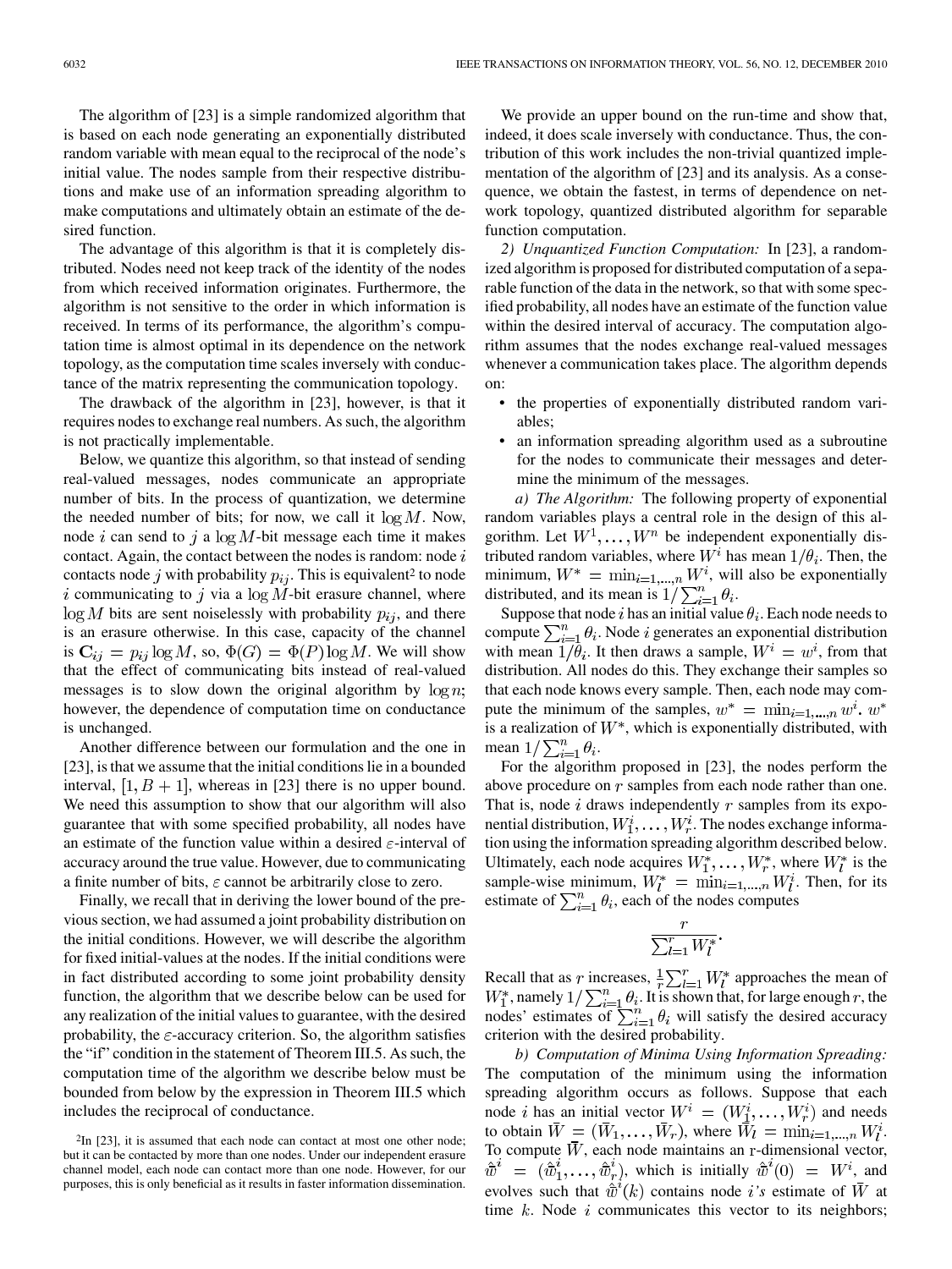The algorithm of [23] is a simple randomized algorithm that is based on each node generating an exponentially distributed random variable with mean equal to the reciprocal of the node's initial value. The nodes sample from their respective distributions and make use of an information spreading algorithm to make computations and ultimately obtain an estimate of the desired function.

The advantage of this algorithm is that it is completely distributed. Nodes need not keep track of the identity of the nodes from which received information originates. Furthermore, the algorithm is not sensitive to the order in which information is received. In terms of its performance, the algorithm's computation time is almost optimal in its dependence on the network topology, as the computation time scales inversely with conductance of the matrix representing the communication topology.

The drawback of the algorithm in [23], however, is that it requires nodes to exchange real numbers. As such, the algorithm is not practically implementable.

Below, we quantize this algorithm, so that instead of sending real-valued messages, nodes communicate an appropriate number of bits. In the process of quantization, we determine the needed number of bits; for now, we call it $\log M$. Now, node $i$ can send to $j$ a $\log M$-bit message each time it makes contact. Again, the contact between the nodes is random: node $i$ contacts node $j$ with probability $p_{ij}$. This is equivalent[2] to node $i$ communicating to $j$ via a $\log M$-bit erasure channel, where $\log M$ bits are sent noiselessly with probability $p_{ij}$, and there is an erasure otherwise. In this case, capacity of the channel is $\mathbf{C}_{ij} = p_{ij} \log M$, so, $\Phi(G) = \Phi(P) \log M$. We will show that the effect of communicating bits instead of real-valued messages is to slow down the original algorithm by $\log n$; however, the dependence of computation time on conductance is unchanged.

Another difference between our formulation and the one in [23], is that we assume that the initial conditions lie in a bounded interval, $[1, B+1]$, whereas in [23] there is no upper bound. We need this assumption to show that our algorithm will also guarantee that with some specified probability, all nodes have an estimate of the function value within a desired $\varepsilon$-interval of accuracy around the true value. However, due to communicating a finite number of bits, $\varepsilon$ cannot be arbitrarily close to zero.

Finally, we recall that in deriving the lower bound of the previous section, we had assumed a joint probability distribution on the initial conditions. However, we will describe the algorithm for fixed initial-values at the nodes. If the initial conditions were in fact distributed according to some joint probability density function, the algorithm that we describe below can be used for any realization of the initial values to guarantee, with the desired probability, the $\varepsilon$-accuracy criterion. So, the algorithm satisfies the "if" condition in the statement of Theorem III.5. As such, the computation time of the algorithm we describe below must be bounded from below by the expression in Theorem III.5 which includes the reciprocal of conductance.

[2] In [23], it is assumed that each node can contact at most one other node; but it can be contacted by more than one nodes. Under our independent erasure channel model, each node can contact more than one node. However, for our purposes, this is only beneficial as it results in faster information dissemination.

We provide an upper bound on the run-time and show that, indeed, it does scale inversely with conductance. Thus, the contribution of this work includes the non-trivial quantized implementation of the algorithm of [23] and its analysis. As a consequence, we obtain the fastest, in terms of dependence on network topology, quantized distributed algorithm for separable function computation.

*2) Unquantized Function Computation:* In [23], a randomized algorithm is proposed for distributed computation of a separable function of the data in the network, so that with some specified probability, all nodes have an estimate of the function value within the desired interval of accuracy. The computation algorithm assumes that the nodes exchange real-valued messages whenever a communication takes place. The algorithm depends on:

- the properties of exponentially distributed random variables;
- an information spreading algorithm used as a subroutine for the nodes to communicate their messages and determine the minimum of the messages.

*a) The Algorithm:* The following property of exponential random variables plays a central role in the design of this algorithm. Let $W^1, \ldots, W^n$ be independent exponentially distributed random variables, where $W^i$ has mean $1/\theta_i$. Then, the minimum, $W^* = \min_{i=1,\ldots,n} W^i$, will also be exponentially distributed, and its mean is $1/\sum_{i=1}^n \theta_i$.

Suppose that node $i$ has an initial value $\theta_i$. Each node needs to compute $\sum_{i=1}^n \theta_i$. Node $i$ generates an exponential distribution with mean $1/\theta_i$. It then draws a sample, $W^i = w^i$, from that distribution. All nodes do this. They exchange their samples so that each node knows every sample. Then, each node may compute the minimum of the samples, $w^* = \min_{i=1,\ldots,n} w^i$. $w^*$ is a realization of $W^*$, which is exponentially distributed, with mean $1/\sum_{i=1}^n \theta_i$.

For the algorithm proposed in [23], the nodes perform the above procedure on $r$ samples from each node rather than one. That is, node $i$ draws independently $r$ samples from its exponential distribution, $W_1^i, \ldots, W_r^i$. The nodes exchange information using the information spreading algorithm described below. Ultimately, each node acquires $W_1^*, \ldots, W_r^*$, where $W_l^*$ is the sample-wise minimum, $W_l^* = \min_{i=1,\ldots,n} W_l^i$. Then, for its estimate of $\sum_{i=1}^n \theta_i$, each of the nodes computes

$$\frac{r}{\sum_{l=1}^r W_l^*}.$$

Recall that as $r$ increases, $\frac{1}{r}\sum_{l=1}^r W_l^*$ approaches the mean of $W_1^*$, namely $1/\sum_{i=1}^n \theta_i$. It is shown that, for large enough $r$, the nodes' estimates of $\sum_{i=1}^n \theta_i$ will satisfy the desired accuracy criterion with the desired probability.

*b) Computation of Minima Using Information Spreading:* The computation of the minimum using the information spreading algorithm occurs as follows. Suppose that each node $i$ has an initial vector $W^i = (W_1^i, \ldots, W_r^i)$ and needs to obtain $\bar{W} = (\bar{W}_1, \ldots, \bar{W}_r)$, where $\bar{W}_l = \min_{i=1,\ldots,n} W_l^i$. To compute $\bar{W}$, each node maintains an r-dimensional vector, $\hat{\bar{w}}^i = (\hat{\bar{w}}_1^i, \ldots, \hat{\bar{w}}_r^i)$, which is initially $\hat{\bar{w}}^i(0) = W^i$, and evolves such that $\hat{\bar{w}}^i(k)$ contains node $i$'s estimate of $\bar{W}$ at time $k$. Node $i$ communicates this vector to its neighbors;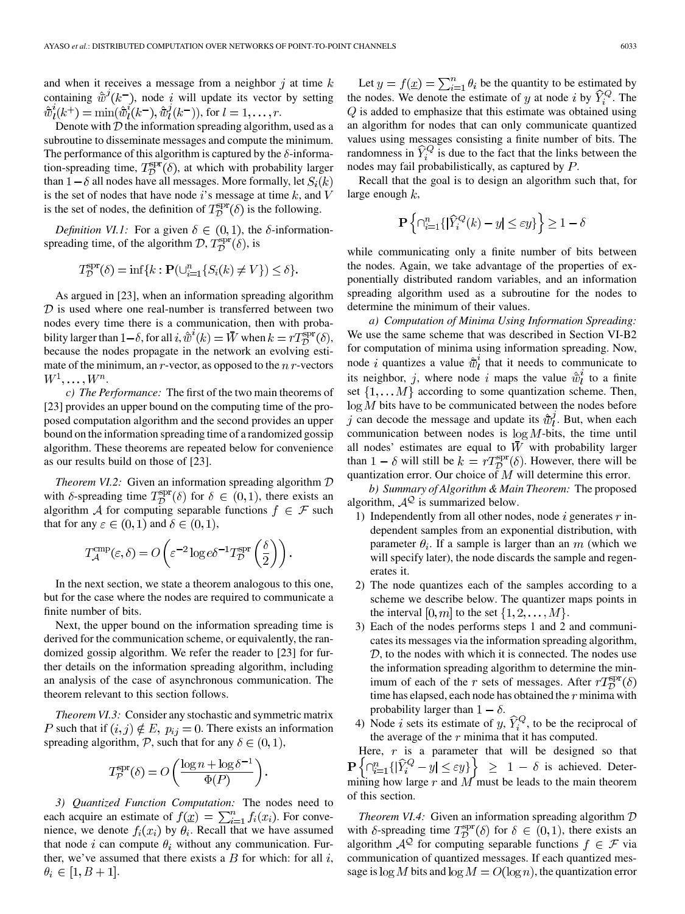and when it receives a message from a neighbor $j$ at time $k$ containing $\hat{\bar{w}}^j(k^-)$, node $i$ will update its vector by setting $\hat{\bar{w}}_l^i(k^+) = \min(\hat{\bar{w}}_l^i(k^-), \hat{\bar{w}}_l^j(k^-))$, for $l = 1, \ldots, r$.

Denote with $\mathcal{D}$ the information spreading algorithm, used as a subroutine to disseminate messages and compute the minimum. The performance of this algorithm is captured by the $\delta$-information-spreading time, $T_{\mathcal{D}}^{\text{spr}}(\delta)$, at which with probability larger than $1-\delta$ all nodes have all messages. More formally, let $S_i(k)$ is the set of nodes that have node $i$'s message at time $k$, and $V$ is the set of nodes, the definition of $T_{\mathcal{D}}^{\text{spr}}(\delta)$ is the following.

*Definition VI.1:* For a given $\delta \in (0,1)$, the $\delta$-information-spreading time, of the algorithm $\mathcal{D}$, $T_{\mathcal{D}}^{\text{spr}}(\delta)$, is

$$T_{\mathcal{D}}^{\text{spr}}(\delta) = \inf\{k : \mathbf{P}(\cup_{i=1}^n \{S_i(k) \neq V\}) \leq \delta\}.$$

As argued in [23], when an information spreading algorithm $\mathcal{D}$ is used where one real-number is transferred between two nodes every time there is a communication, then with probability larger than $1-\delta$, for all $i, \hat{\bar{w}}^i(k) = \bar{W}$ when $k = rT_{\mathcal{D}}^{\text{spr}}(\delta)$, because the nodes propagate in the network an evolving estimate of the minimum, an $r$-vector, as opposed to the $n$ $r$-vectors $W^1, \ldots, W^n$.

*c) The Performance:* The first of the two main theorems of [23] provides an upper bound on the computing time of the proposed computation algorithm and the second provides an upper bound on the information spreading time of a randomized gossip algorithm. These theorems are repeated below for convenience as our results build on those of [23].

*Theorem VI.2:* Given an information spreading algorithm $\mathcal{D}$ with $\delta$-spreading time $T_{\mathcal{D}}^{\text{spr}}(\delta)$ for $\delta \in (0,1)$, there exists an algorithm $\mathcal{A}$ for computing separable functions $f \in \mathcal{F}$ such that for any $\varepsilon \in (0,1)$ and $\delta \in (0,1)$,

$$T_{\mathcal{A}}^{\text{cmp}}(\varepsilon, \delta) = O\left(\varepsilon^{-2} \log e\delta^{-1} T_{\mathcal{D}}^{\text{spr}}\left(\frac{\delta}{2}\right)\right).$$

In the next section, we state a theorem analogous to this one, but for the case where the nodes are required to communicate a finite number of bits.

Next, the upper bound on the information spreading time is derived for the communication scheme, or equivalently, the randomized gossip algorithm. We refer the reader to [23] for further details on the information spreading algorithm, including an analysis of the case of asynchronous communication. The theorem relevant to this section follows.

*Theorem VI.3:* Consider any stochastic and symmetric matrix $P$ such that if $(i,j) \notin E$, $p_{ij} = 0$. There exists an information spreading algorithm, $\mathcal{P}$, such that for any $\delta \in (0,1)$,

$$T_{\mathcal{P}}^{\text{spr}}(\delta) = O\left(\frac{\log n + \log \delta^{-1}}{\Phi(P)}\right).$$

*3) Quantized Function Computation:* The nodes need to each acquire an estimate of $f(\underline{x}) = \sum_{i=1}^n f_i(x_i)$. For convenience, we denote $f_i(x_i)$ by $\theta_i$. Recall that we have assumed that node $i$ can compute $\theta_i$ without any communication. Further, we've assumed that there exists a $B$ for which: for all $i$, $\theta_i \in [1, B+1]$.

Let $y = f(\underline{x}) = \sum_{i=1}^n \theta_i$ be the quantity to be estimated by the nodes. We denote the estimate of $y$ at node $i$ by $\widehat{Y}_i^Q$. The $Q$ is added to emphasize that this estimate was obtained using an algorithm for nodes that can only communicate quantized values using messages consisting a finite number of bits. The randomness in $\widehat{Y}_i^Q$ is due to the fact that the links between the nodes may fail probabilistically, as captured by $P$.

Recall that the goal is to design an algorithm such that, for large enough $k$,

$$\mathbf{P}\left\{\cap_{i=1}^n \{|\widehat{Y}_i^Q(k) - y| \leq \varepsilon y\}\right\} \geq 1 - \delta$$

while communicating only a finite number of bits between the nodes. Again, we take advantage of the properties of exponentially distributed random variables, and an information spreading algorithm used as a subroutine for the nodes to determine the minimum of their values.

*a) Computation of Minima Using Information Spreading:* We use the same scheme that was described in Section VI-B2 for computation of minima using information spreading. Now, node $i$ quantizes a value $\hat{\bar{w}}_l^i$ that it needs to communicate to its neighbor, $j$, where node $i$ maps the value $\hat{\bar{w}}_l^i$ to a finite set $\{1, \ldots M\}$ according to some quantization scheme. Then, $\log M$ bits have to be communicated between the nodes before $j$ can decode the message and update its $\hat{\bar{w}}_l^j$. But, when each communication between nodes is $\log M$-bits, the time until all nodes' estimates are equal to $\bar{W}$ with probability larger than $1-\delta$ will still be $k = rT_{\mathcal{D}}^{\text{spr}}(\delta)$. However, there will be quantization error. Our choice of $M$ will determine this error.

*b) Summary of Algorithm & Main Theorem:* The proposed algorithm, $\mathcal{A}^{\mathcal{Q}}$ is summarized below.

1) Independently from all other nodes, node $i$ generates $r$ independent samples from an exponential distribution, with parameter $\theta_i$. If a sample is larger than an $m$ (which we will specify later), the node discards the sample and regenerates it.
2) The node quantizes each of the samples according to a scheme we describe below. The quantizer maps points in the interval $[0, m]$ to the set $\{1, 2, \ldots, M\}$.
3) Each of the nodes performs steps 1 and 2 and communicates its messages via the information spreading algorithm, $\mathcal{D}$, to the nodes with which it is connected. The nodes use the information spreading algorithm to determine the minimum of each of the $r$ sets of messages. After $rT_{\mathcal{D}}^{\text{spr}}(\delta)$ time has elapsed, each node has obtained the $r$ minima with probability larger than $1-\delta$.
4) Node $i$ sets its estimate of $y$, $\widehat{Y}_i^Q$, to be the reciprocal of the average of the $r$ minima that it has computed.

Here, $r$ is a parameter that will be designed so that $\mathbf{P}\left\{\cap_{i=1}^n \{|\widehat{Y}_i^Q - y| \leq \varepsilon y\}\right\} \geq 1 - \delta$ is achieved. Determining how large $r$ and $M$ must be leads to the main theorem of this section.

*Theorem VI.4:* Given an information spreading algorithm $\mathcal{D}$ with $\delta$-spreading time $T_{\mathcal{D}}^{\text{spr}}(\delta)$ for $\delta \in (0,1)$, there exists an algorithm $\mathcal{A}^{\mathcal{Q}}$ for computing separable functions $f \in \mathcal{F}$ via communication of quantized messages. If each quantized message is $\log M$ bits and $\log M = O(\log n)$, the quantization error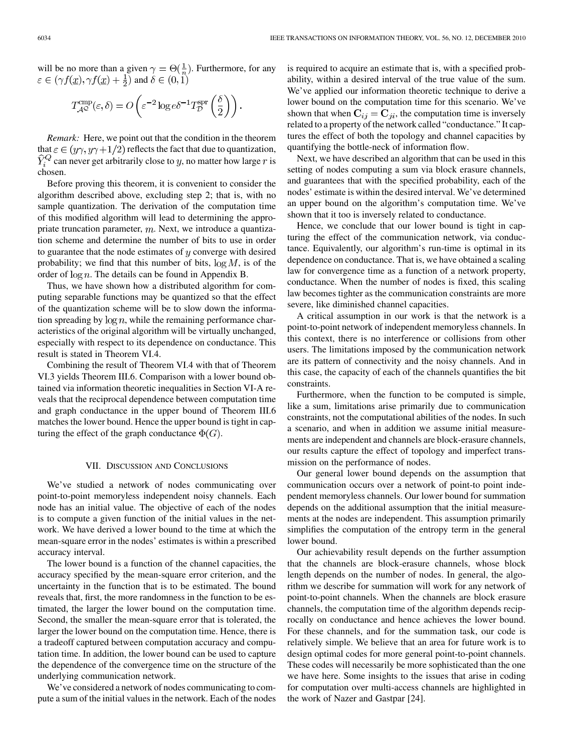will be no more than a given $\gamma = \Theta(\frac{1}{n})$. Furthermore, for any $\varepsilon \in (\gamma f(\underline{x}), \gamma f(\underline{x}) + \frac{1}{2})$ and $\delta \in (0, 1)$

$$T^{\text{cmp}}_{\mathcal{A}^{\mathcal{Q}}}(\varepsilon, \delta) = O\left(\varepsilon^{-2} \log e \delta^{-1} T^{\text{spr}}_{\mathcal{D}}\left(\frac{\delta}{2}\right)\right).$$

*Remark:* Here, we point out that the condition in the theorem that $\varepsilon \in (y\gamma, y\gamma + 1/2)$ reflects the fact that due to quantization, $\widehat{Y}_i^Q$ can never get arbitrarily close to $y$, no matter how large $r$ is chosen.

Before proving this theorem, it is convenient to consider the algorithm described above, excluding step 2; that is, with no sample quantization. The derivation of the computation time of this modified algorithm will lead to determining the appropriate truncation parameter, $m$. Next, we introduce a quantization scheme and determine the number of bits to use in order to guarantee that the node estimates of $y$ converge with desired probability; we find that this number of bits, $\log M$, is of the order of $\log n$. The details can be found in Appendix B.

Thus, we have shown how a distributed algorithm for computing separable functions may be quantized so that the effect of the quantization scheme will be to slow down the information spreading by $\log n$, while the remaining performance characteristics of the original algorithm will be virtually unchanged, especially with respect to its dependence on conductance. This result is stated in Theorem VI.4.

Combining the result of Theorem VI.4 with that of Theorem VI.3 yields Theorem III.6. Comparison with a lower bound obtained via information theoretic inequalities in Section VI-A reveals that the reciprocal dependence between computation time and graph conductance in the upper bound of Theorem III.6 matches the lower bound. Hence the upper bound is tight in capturing the effect of the graph conductance $\Phi(G)$.

## VII. Discussion and Conclusions

We've studied a network of nodes communicating over point-to-point memoryless independent noisy channels. Each node has an initial value. The objective of each of the nodes is to compute a given function of the initial values in the network. We have derived a lower bound to the time at which the mean-square error in the nodes' estimates is within a prescribed accuracy interval.

The lower bound is a function of the channel capacities, the accuracy specified by the mean-square error criterion, and the uncertainty in the function that is to be estimated. The bound reveals that, first, the more randomness in the function to be estimated, the larger the lower bound on the computation time. Second, the smaller the mean-square error that is tolerated, the larger the lower bound on the computation time. Hence, there is a tradeoff captured between computation accuracy and computation time. In addition, the lower bound can be used to capture the dependence of the convergence time on the structure of the underlying communication network.

We've considered a network of nodes communicating to compute a sum of the initial values in the network. Each of the nodes is required to acquire an estimate that is, with a specified probability, within a desired interval of the true value of the sum. We've applied our information theoretic technique to derive a lower bound on the computation time for this scenario. We've shown that when $\mathbf{C}_{ij} = \mathbf{C}_{ji}$, the computation time is inversely related to a property of the network called "conductance." It captures the effect of both the topology and channel capacities by quantifying the bottle-neck of information flow.

Next, we have described an algorithm that can be used in this setting of nodes computing a sum via block erasure channels, and guarantees that with the specified probability, each of the nodes' estimate is within the desired interval. We've determined an upper bound on the algorithm's computation time. We've shown that it too is inversely related to conductance.

Hence, we conclude that our lower bound is tight in capturing the effect of the communication network, via conductance. Equivalently, our algorithm's run-time is optimal in its dependence on conductance. That is, we have obtained a scaling law for convergence time as a function of a network property, conductance. When the number of nodes is fixed, this scaling law becomes tighter as the communication constraints are more severe, like diminished channel capacities.

A critical assumption in our work is that the network is a point-to-point network of independent memoryless channels. In this context, there is no interference or collisions from other users. The limitations imposed by the communication network are its pattern of connectivity and the noisy channels. And in this case, the capacity of each of the channels quantifies the bit constraints.

Furthermore, when the function to be computed is simple, like a sum, limitations arise primarily due to communication constraints, not the computational abilities of the nodes. In such a scenario, and when in addition we assume initial measurements are independent and channels are block-erasure channels, our results capture the effect of topology and imperfect transmission on the performance of nodes.

Our general lower bound depends on the assumption that communication occurs over a network of point-to point independent memoryless channels. Our lower bound for summation depends on the additional assumption that the initial measurements at the nodes are independent. This assumption primarily simplifies the computation of the entropy term in the general lower bound.

Our achievability result depends on the further assumption that the channels are block-erasure channels, whose block length depends on the number of nodes. In general, the algorithm we describe for summation will work for any network of point-to-point channels. When the channels are block erasure channels, the computation time of the algorithm depends reciprocally on conductance and hence achieves the lower bound. For these channels, and for the summation task, our code is relatively simple. We believe that an area for future work is to design optimal codes for more general point-to-point channels. These codes will necessarily be more sophisticated than the one we have here. Some insights to the issues that arise in coding for computation over multi-access channels are highlighted in the work of Nazer and Gastpar [24].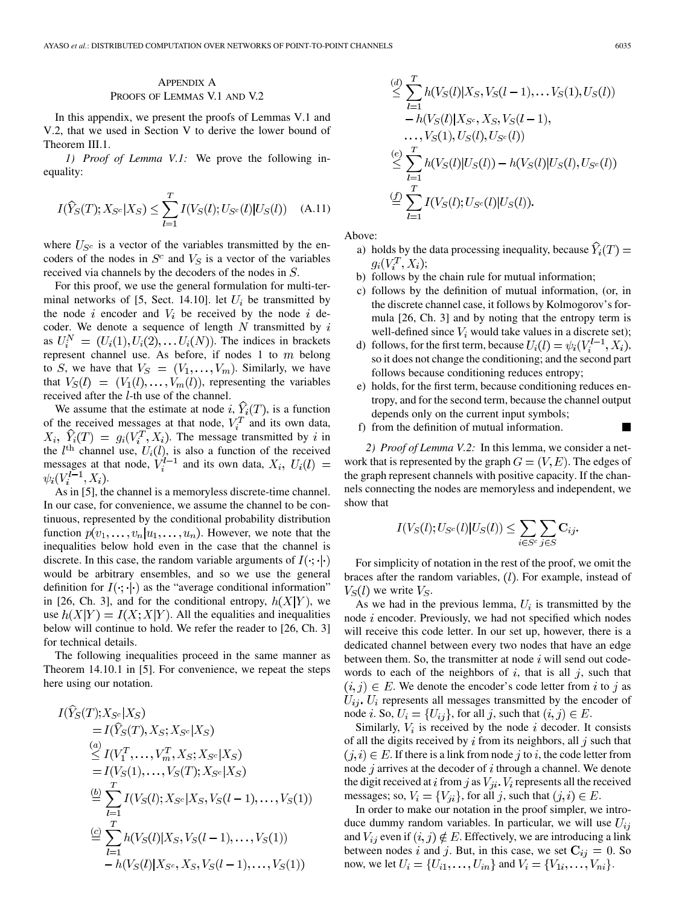## Appendix A
## Proofs of Lemmas V.1 and V.2

In this appendix, we present the proofs of Lemmas V.1 and V.2, that we used in Section V to derive the lower bound of Theorem III.1.

*1) Proof of Lemma V.1:* We prove the following inequality:

$$I(\widehat{Y}_S(T); X_{S^c}|X_S) \leq \sum_{l=1}^{T} I(V_S(l); U_{S^c}(l)|U_S(l)) \quad \text{(A.11)}$$

where $U_{S^c}$ is a vector of the variables transmitted by the encoders of the nodes in $S^c$ and $V_S$ is a vector of the variables received via channels by the decoders of the nodes in $S$.

For this proof, we use the general formulation for multi-terminal networks of [5, Sect. 14.10]. let $U_i$ be transmitted by the node $i$ encoder and $V_i$ be received by the node $i$ decoder. We denote a sequence of length $N$ transmitted by $i$ as $U_i^N = (U_i(1), U_i(2), \ldots U_i(N))$. The indices in brackets represent channel use. As before, if nodes 1 to $m$ belong to $S$, we have that $V_S = (V_1, \ldots, V_m)$. Similarly, we have that $V_S(l) = (V_1(l), \ldots, V_m(l))$, representing the variables received after the $l$-th use of the channel.

We assume that the estimate at node $i$, $\widehat{Y}_i(T)$, is a function of the received messages at that node, $V_i^T$ and its own data, $X_i$, $\widehat{Y}_i(T) = g_i(V_i^T, X_i)$. The message transmitted by $i$ in the $l^{\text{th}}$ channel use, $U_i(l)$, is also a function of the received messages at that node, $V_i^{l-1}$ and its own data, $X_i$, $U_i(l) = \psi_i(V_i^{l-1}, X_i)$.

As in [5], the channel is a memoryless discrete-time channel. In our case, for convenience, we assume the channel to be continuous, represented by the conditional probability distribution function $p(v_1, \ldots, v_n|u_1, \ldots, u_n)$. However, we note that the inequalities below hold even in the case that the channel is discrete. In this case, the random variable arguments of $I(\cdot;\cdot|\cdot)$ would be arbitrary ensembles, and so we use the general definition for $I(\cdot;\cdot|\cdot)$ as the "average conditional information" in [26, Ch. 3], and for the conditional entropy, $h(X|Y)$, we use $h(X|Y) = I(X; X|Y)$. All the equalities and inequalities below will continue to hold. We refer the reader to [26, Ch. 3] for technical details.

The following inequalities proceed in the same manner as Theorem 14.10.1 in [5]. For convenience, we repeat the steps here using our notation.

$$\begin{aligned}
&I(\widehat{Y}_S(T); X_{S^c}|X_S) \\
&\quad = I(\widehat{Y}_S(T), X_S; X_{S^c}|X_S) \\
&\quad \overset{(a)}{\leq} I(V_1^T, \ldots, V_m^T, X_S; X_{S^c}|X_S) \\
&\quad = I(V_S(1), \ldots, V_S(T); X_{S^c}|X_S) \\
&\quad \overset{(b)}{=} \sum_{l=1}^{T} I(V_S(l); X_{S^c}|X_S, V_S(l-1), \ldots, V_S(1)) \\
&\quad \overset{(c)}{=} \sum_{l=1}^{T} h(V_S(l)|X_S, V_S(l-1), \ldots, V_S(1)) \\
&\qquad - h(V_S(l)|X_{S^c}, X_S, V_S(l-1), \ldots, V_S(1)) \\
&\quad \overset{(d)}{\leq} \sum_{l=1}^{T} h(V_S(l)|X_S, V_S(l-1), \ldots V_S(1), U_S(l)) \\
&\qquad - h(V_S(l)|X_{S^c}, X_S, V_S(l-1), \\
&\qquad \ldots, V_S(1), U_S(l), U_{S^c}(l)) \\
&\quad \overset{(e)}{\leq} \sum_{l=1}^{T} h(V_S(l)|U_S(l)) - h(V_S(l)|U_S(l), U_{S^c}(l)) \\
&\quad \overset{(f)}{=} \sum_{l=1}^{T} I(V_S(l); U_{S^c}(l)|U_S(l)).
\end{aligned}$$

Above:

a) holds by the data processing inequality, because $\widehat{Y}_i(T) = g_i(V_i^T, X_i)$;

b) follows by the chain rule for mutual information;

c) follows by the definition of mutual information, (or, in the discrete channel case, it follows by Kolmogorov's formula [26, Ch. 3] and by noting that the entropy term is well-defined since $V_i$ would take values in a discrete set);

d) follows, for the first term, because $U_i(l) = \psi_i(V_i^{l-1}, X_i)$, so it does not change the conditioning; and the second part follows because conditioning reduces entropy;

e) holds, for the first term, because conditioning reduces entropy, and for the second term, because the channel output depends only on the current input symbols;

f) from the definition of mutual information. ■

*2) Proof of Lemma V.2:* In this lemma, we consider a network that is represented by the graph $G = (V, E)$. The edges of the graph represent channels with positive capacity. If the channels connecting the nodes are memoryless and independent, we show that

$$I(V_S(l); U_{S^c}(l)|U_S(l)) \leq \sum_{i \in S^c} \sum_{j \in S} \mathbf{C}_{ij}.$$

For simplicity of notation in the rest of the proof, we omit the braces after the random variables, $(l)$. For example, instead of $V_S(l)$ we write $V_S$.

As we had in the previous lemma, $U_i$ is transmitted by the node $i$ encoder. Previously, we had not specified which nodes will receive this code letter. In our set up, however, there is a dedicated channel between every two nodes that have an edge between them. So, the transmitter at node $i$ will send out codewords to each of the neighbors of $i$, that is all $j$, such that $(i, j) \in E$. We denote the encoder's code letter from $i$ to $j$ as $U_{ij}$. $U_i$ represents all messages transmitted by the encoder of node $i$. So, $U_i = \{U_{ij}\}$, for all $j$, such that $(i, j) \in E$.

Similarly, $V_i$ is received by the node $i$ decoder. It consists of all the digits received by $i$ from its neighbors, all $j$ such that $(j, i) \in E$. If there is a link from node $j$ to $i$, the code letter from node $j$ arrives at the decoder of $i$ through a channel. We denote the digit received at $i$ from $j$ as $V_{ji}$. $V_i$ represents all the received messages; so, $V_i = \{V_{ji}\}$, for all $j$, such that $(j, i) \in E$.

In order to make our notation in the proof simpler, we introduce dummy random variables. In particular, we will use $U_{ij}$ and $V_{ij}$ even if $(i, j) \notin E$. Effectively, we are introducing a link between nodes $i$ and $j$. But, in this case, we set $\mathbf{C}_{ij} = 0$. So now, we let $U_i = \{U_{i1}, \ldots, U_{in}\}$ and $V_i = \{V_{1i}, \ldots, V_{ni}\}$.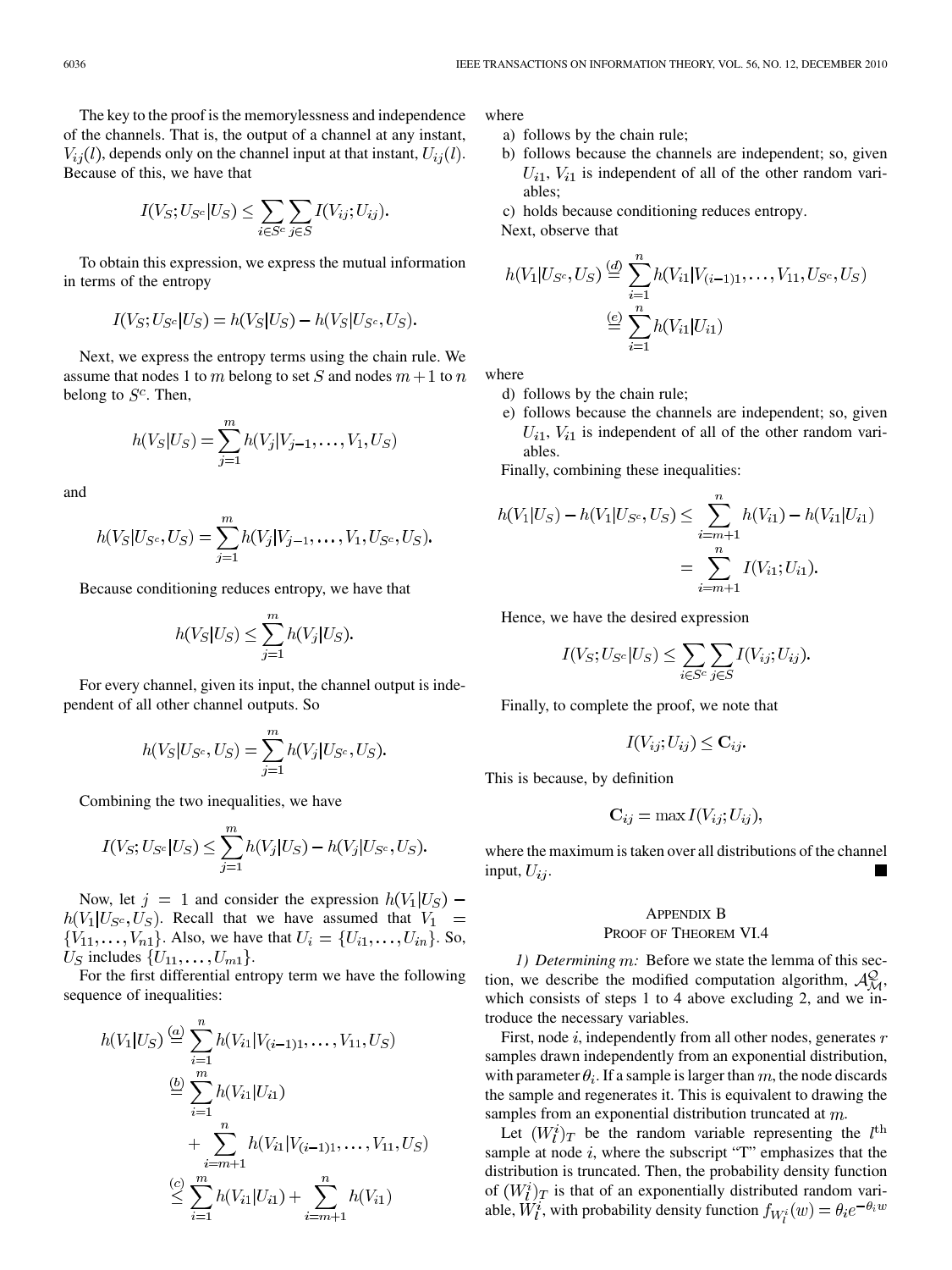The key to the proof is the memorylessness and independence of the channels. That is, the output of a channel at any instant, $V_{ij}(l)$, depends only on the channel input at that instant, $U_{ij}(l)$. Because of this, we have that

$$I(V_S; U_{S^c}|U_S) \leq \sum_{i \in S^c} \sum_{j \in S} I(V_{ij}; U_{ij}).$$

To obtain this expression, we express the mutual information in terms of the entropy

$$I(V_S; U_{S^c}|U_S) = h(V_S|U_S) - h(V_S|U_{S^c}, U_S).$$

Next, we express the entropy terms using the chain rule. We assume that nodes 1 to $m$ belong to set $S$ and nodes $m+1$ to $n$ belong to $S^c$. Then,

$$h(V_S|U_S) = \sum_{j=1}^{m} h(V_j|V_{j-1}, \ldots, V_1, U_S)$$

and

$$h(V_S|U_{S^c}, U_S) = \sum_{j=1}^{m} h(V_j|V_{j-1}, \ldots, V_1, U_{S^c}, U_S).$$

Because conditioning reduces entropy, we have that

$$h(V_S|U_S) \leq \sum_{j=1}^{m} h(V_j|U_S).$$

For every channel, given its input, the channel output is independent of all other channel outputs. So

$$h(V_S|U_{S^c}, U_S) = \sum_{j=1}^{m} h(V_j|U_{S^c}, U_S).$$

Combining the two inequalities, we have

$$I(V_S; U_{S^c}|U_S) \leq \sum_{j=1}^{m} h(V_j|U_S) - h(V_j|U_{S^c}, U_S).$$

Now, let $j = 1$ and consider the expression $h(V_1|U_S) - h(V_1|U_{S^c}, U_S)$. Recall that we have assumed that $V_1 = \{V_{11}, \ldots, V_{n1}\}$. Also, we have that $U_i = \{U_{i1}, \ldots, U_{in}\}$. So, $U_S$ includes $\{U_{11}, \ldots, U_{m1}\}$.

For the first differential entropy term we have the following sequence of inequalities:

$$\begin{aligned}
h(V_1|U_S) &\overset{(a)}{=} \sum_{i=1}^{n} h(V_{i1}|V_{(i-1)1}, \ldots, V_{11}, U_S) \\
&\overset{(b)}{=} \sum_{i=1}^{m} h(V_{i1}|U_{i1}) \\
&\quad + \sum_{i=m+1}^{n} h(V_{i1}|V_{(i-1)1}, \ldots, V_{11}, U_S) \\
&\overset{(c)}{\leq} \sum_{i=1}^{m} h(V_{i1}|U_{i1}) + \sum_{i=m+1}^{n} h(V_{i1})
\end{aligned}$$

where

a) follows by the chain rule;

b) follows because the channels are independent; so, given $U_{i1}$, $V_{i1}$ is independent of all of the other random variables;

c) holds because conditioning reduces entropy.

Next, observe that

$$\begin{aligned}
h(V_1|U_{S^c}, U_S) &\overset{(d)}{=} \sum_{i=1}^{n} h(V_{i1}|V_{(i-1)1}, \ldots, V_{11}, U_{S^c}, U_S) \\
&\overset{(e)}{=} \sum_{i=1}^{n} h(V_{i1}|U_{i1})
\end{aligned}$$

where

d) follows by the chain rule;

e) follows because the channels are independent; so, given $U_{i1}$, $V_{i1}$ is independent of all of the other random variables.

Finally, combining these inequalities:

$$\begin{aligned}
h(V_1|U_S) - h(V_1|U_{S^c}, U_S) &\leq \sum_{i=m+1}^{n} h(V_{i1}) - h(V_{i1}|U_{i1}) \\
&= \sum_{i=m+1}^{n} I(V_{i1}; U_{i1}).
\end{aligned}$$

Hence, we have the desired expression

$$I(V_S; U_{S^c}|U_S) \leq \sum_{i \in S^c} \sum_{j \in S} I(V_{ij}; U_{ij}).$$

Finally, to complete the proof, we note that

$$I(V_{ij}; U_{ij}) \leq \mathbf{C}_{ij}.$$

This is because, by definition

$$\mathbf{C}_{ij} = \max I(V_{ij}; U_{ij}),$$

where the maximum is taken over all distributions of the channel input, $U_{ij}$. ∎

## Appendix B
## Proof of Theorem VI.4

*1) Determining $m$:* Before we state the lemma of this section, we describe the modified computation algorithm, $\mathcal{A}_{\mathcal{M}}^{\mathcal{Q}}$, which consists of steps 1 to 4 above excluding 2, and we introduce the necessary variables.

First, node $i$, independently from all other nodes, generates $r$ samples drawn independently from an exponential distribution, with parameter $\theta_i$. If a sample is larger than $m$, the node discards the sample and regenerates it. This is equivalent to drawing the samples from an exponential distribution truncated at $m$.

Let $(W_l^i)_T$ be the random variable representing the $l^{\text{th}}$ sample at node $i$, where the subscript "T" emphasizes that the distribution is truncated. Then, the probability density function of $(W_l^i)_T$ is that of an exponentially distributed random variable, $W_l^i$, with probability density function $f_{W_l^i}(w) = \theta_i e^{-\theta_i w}$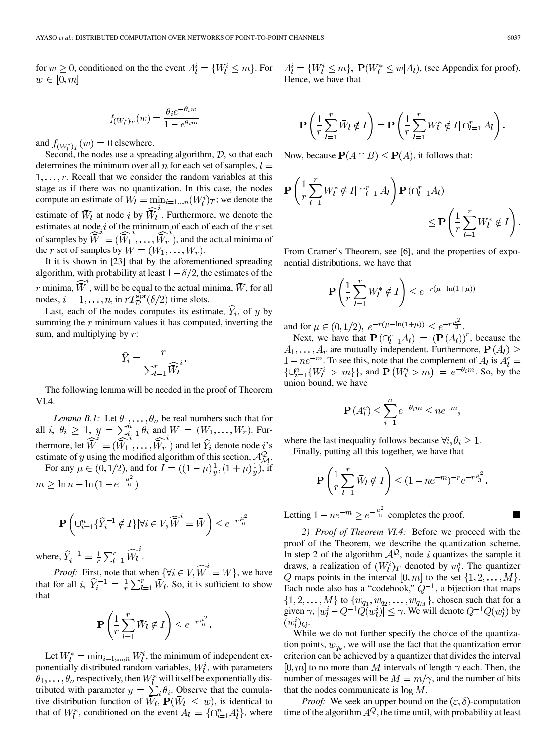for $w \geq 0$, conditioned on the the event $A_l^i = \{W_l^i \leq m\}$. For $w \in [0, m]$

$$f_{(W_l^i)_T}(w) = \frac{\theta_i e^{-\theta_i w}}{1 - e^{\theta_i m}}$$

and $f_{(W_l^i)_T}(w) = 0$ elsewhere.

Second, the nodes use a spreading algorithm, $\mathcal{D}$, so that each determines the minimum over all $n$ for each set of samples, $l = 1, \ldots, r$. Recall that we consider the random variables at this stage as if there was no quantization. In this case, the nodes compute an estimate of $\bar{W}_l = \min_{i=1\ldots n}(W_l^i)_T$; we denote the estimate of $\bar{W}_l$ at node $i$ by $\widehat{\bar{W}}_l^i$. Furthermore, we denote the estimates at node $i$ of the minimum of each of each of the $r$ set of samples by $\widehat{\bar{W}}^i = (\widehat{\bar{W}}_1^i, \ldots, \widehat{\bar{W}}_r^i)$, and the actual minima of the $r$ set of samples by $\bar{W} = (\bar{W}_1, \ldots, \bar{W}_r)$.

It it is shown in [23] that by the aforementioned spreading algorithm, with probability at least $1 - \delta/2$, the estimates of the $r$ minima, $\widehat{\bar{W}}^i$, will be be equal to the actual minima, $\bar{W}$, for all nodes, $i = 1, \ldots, n$, in $rT_{\mathcal{D}}^{\text{spr}}(\delta/2)$ time slots.

Last, each of the nodes computes its estimate, $\widehat{Y}_i$, of $y$ by summing the $r$ minimum values it has computed, inverting the sum, and multiplying by $r$:

$$\widehat{Y}_i = \frac{r}{\sum_{l=1}^r \widehat{\bar{W}}_l^i}.$$

The following lemma will be needed in the proof of Theorem VI.4.

*Lemma B.1:* Let $\theta_1, \ldots, \theta_n$ be real numbers such that for all $i$, $\theta_i \geq 1$, $y = \sum_{i=1}^n \theta_i$ and $\bar{W} = (\bar{W}_1, \ldots, \bar{W}_r)$. Furthermore, let $\widehat{\bar{W}}^i = (\widehat{\bar{W}}_1^i, \ldots, \widehat{\bar{W}}_r^i)$ and let $\widehat{Y}_i$ denote node $i$'s estimate of $y$ using the modified algorithm of this section, $\mathcal{A}_{\mathcal{M}}^{Q}$.

For any $\mu \in (0, 1/2)$, and for $I = ((1-\mu)\frac{1}{y}, (1+\mu)\frac{1}{y})$, if $m \geq \ln n - \ln(1 - e^{-\frac{\mu^2}{6}})$

$$\mathbf{P}\left(\cup_{i=1}^n \{\widehat{Y}_i^{-1} \notin I\} | \forall i \in V, \widehat{\bar{W}}^i = \bar{W}\right) \leq e^{-r\frac{\mu^2}{6}}$$

where, $\widehat{Y}_i^{-1} = \frac{1}{r}\sum_{l=1}^r \widehat{\bar{W}}_l^i$.

*Proof:* First, note that when $\{\forall i \in V, \widehat{\bar{W}}^i = \bar{W}\}$, we have that for all $i$, $\widehat{Y}_i^{-1} = \frac{1}{r}\sum_{l=1}^r \bar{W}_l$. So, it is sufficient to show that

$$\mathbf{P}\left(\frac{1}{r}\sum_{l=1}^r \bar{W}_l \notin I\right) \leq e^{-r\frac{\mu^2}{6}}.$$

Let $W_l^* = \min_{i=1,\ldots,n} W_l^i$, the minimum of independent exponentially distributed random variables, $W_l^i$, with parameters $\theta_1, \ldots, \theta_n$ respectively, then $W_l^*$ will itself be exponentially distributed with parameter $y = \sum_i \theta_i$. Observe that the cumulative distribution function of $\bar{W}_l$, $\mathbf{P}(\bar{W}_l \leq w)$, is identical to that of $W_l^*$, conditioned on the event $A_l = \{\cap_{i=1}^n A_l^i\}$, where $A_l^i = \{W_l^i \leq m\}$, $\mathbf{P}(W_l^* \leq w | A_l)$, (see Appendix for proof). Hence, we have that

$$\mathbf{P}\left(\frac{1}{r}\sum_{l=1}^r \bar{W}_l \notin I\right) = \mathbf{P}\left(\frac{1}{r}\sum_{l=1}^r W_l^* \notin I | \cap_{l=1}^r A_l\right).$$

Now, because $\mathbf{P}(A \cap B) \leq \mathbf{P}(A)$, it follows that:

$$\mathbf{P}\left(\frac{1}{r}\sum_{l=1}^r W_l^* \notin I | \cap_{l=1}^r A_l\right)\mathbf{P}\left(\cap_{l=1}^r A_l\right) \leq \mathbf{P}\left(\frac{1}{r}\sum_{l=1}^r W_l^* \notin I\right).$$

From Cramer's Theorem, see [6], and the properties of exponential distributions, we have that

$$\mathbf{P}\left(\frac{1}{r}\sum_{l=1}^r W_l^* \notin I\right) \leq e^{-r(\mu - \ln(1+\mu))}$$

and for $\mu \in (0, 1/2)$, $e^{-r(\mu - \ln(1+\mu))} \leq e^{-r\frac{\mu^2}{3}}$.

Next, we have that $\mathbf{P}\left(\cap_{l=1}^r A_l\right) = \left(\mathbf{P}(A_l)\right)^r$, because the $A_1, \ldots, A_r$ are mutually independent. Furthermore, $\mathbf{P}(A_l) \geq 1 - ne^{-m}$. To see this, note that the complement of $A_l$ is $A_l^c = \{\cup_{i=1}^n \{W_l^i > m\}\}$, and $\mathbf{P}\left(W_l^i > m\right) = e^{-\theta_i m}$. So, by the union bound, we have

$$\mathbf{P}\left(A_l^c\right) \leq \sum_{i=1}^n e^{-\theta_i m} \leq ne^{-m},$$

where the last inequality follows because $\forall i, \theta_i \geq 1$.

Finally, putting all this together, we have that

$$\mathbf{P}\left(\frac{1}{r}\sum_{l=1}^r \bar{W}_l \notin I\right) \leq (1 - ne^{-m})^{-r} e^{-r\frac{\mu^2}{3}}.$$

Letting $1 - ne^{-m} \geq e^{-\frac{\mu^2}{6}}$ completes the proof. ■

*2) Proof of Theorem VI.4:* Before we proceed with the proof of the Theorem, we describe the quantization scheme. In step 2 of the algorithm $\mathcal{A}^Q$, node $i$ quantizes the sample it draws, a realization of $(W_l^i)_T$ denoted by $w_l^i$. The quantizer $Q$ maps points in the interval $[0, m]$ to the set $\{1, 2, \ldots, M\}$. Each node also has a "codebook," $Q^{-1}$, a bijection that maps $\{1, 2, \ldots, M\}$ to $\{w_{q_1}, w_{q_2}, \ldots, w_{q_M}\}$, chosen such that for a given $\gamma$, $|w_l^i - Q^{-1}Q(w_l^i)| \leq \gamma$. We will denote $Q^{-1}Q(w_l^i)$ by $(w_l^i)_Q$.

While we do not further specify the choice of the quantization points, $w_{q_k}$, we will use the fact that the quantization error criterion can be achieved by a quantizer that divides the interval $[0, m]$ to no more than $M$ intervals of length $\gamma$ each. Then, the number of messages will be $M = m/\gamma$, and the number of bits that the nodes communicate is $\log M$.

*Proof:* We seek an upper bound on the $(\varepsilon, \delta)$-computation time of the algorithm $A^Q$, the time until, with probability at least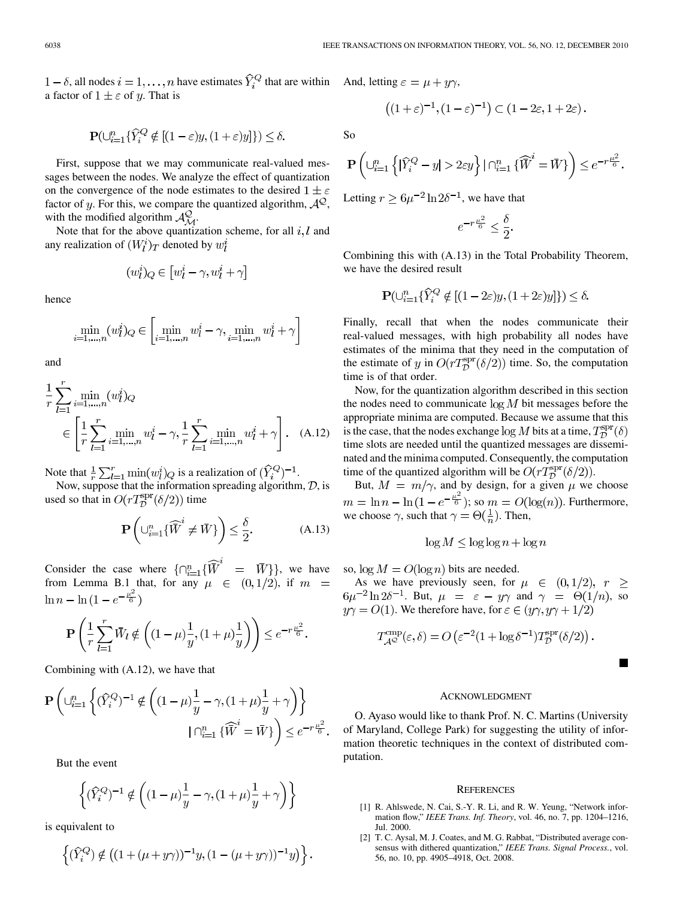$1-\delta$, all nodes $i=1,\ldots,n$ have estimates $\widehat{Y}_i^Q$ that are within a factor of $1\pm\varepsilon$ of $y$. That is

$$\mathbf{P}(\cup_{i=1}^n\{\widehat{Y}_i^Q \notin [(1-\varepsilon)y,(1+\varepsilon)y]\}) \leq \delta.$$

First, suppose that we may communicate real-valued messages between the nodes. We analyze the effect of quantization on the convergence of the node estimates to the desired $1\pm\varepsilon$ factor of $y$. For this, we compare the quantized algorithm, $\mathcal{A}^{\mathcal{Q}}$, with the modified algorithm $\mathcal{A}^{\mathcal{Q}}_{\mathcal{M}}$.

Note that for the above quantization scheme, for all $i,l$ and any realization of $(W_l^i)_T$ denoted by $w_l^i$

$$(w_l^i)_Q \in \left[w_l^i-\gamma, w_l^i+\gamma\right]$$

hence

$$\min_{i=1,\ldots,n}(w_l^i)_Q \in \left[\min_{i=1,\ldots,n} w_l^i-\gamma, \min_{i=1,\ldots,n} w_l^i+\gamma\right]$$

and

$$\frac{1}{r}\sum_{l=1}^{r}\min_{i=1,\ldots,n}(w_l^i)_Q \in \left[\frac{1}{r}\sum_{l=1}^{r}\min_{i=1,\ldots,n} w_l^i-\gamma, \frac{1}{r}\sum_{l=1}^{r}\min_{i=1,\ldots,n} w_l^i+\gamma\right]. \quad \text{(A.12)}$$

Note that $\frac{1}{r}\sum_{l=1}^{r}\min(w_l^i)_Q$ is a realization of $(\widehat{Y}_i^Q)^{-1}$.

Now, suppose that the information spreading algorithm, $\mathcal{D}$, is used so that in $O(rT_{\mathcal{D}}^{\text{spr}}(\delta/2))$ time

$$\mathbf{P}\left(\cup_{i=1}^n\{\widehat{\bar{W}}^i \neq \bar{W}\}\right) \leq \frac{\delta}{2}. \quad \text{(A.13)}$$

Consider the case where $\{\cap_{i=1}^n\{\widehat{\bar{W}}^i = \bar{W}\}\}$, we have from Lemma B.1 that, for any $\mu\in(0,1/2)$, if $m=\ln n-\ln(1-e^{-\frac{\mu^2}{6}})$

$$\mathbf{P}\left(\frac{1}{r}\sum_{l=1}^{r}\bar{W}_l \notin \left((1-\mu)\frac{1}{y},(1+\mu)\frac{1}{y}\right)\right) \leq e^{-r\frac{\mu^2}{6}}.$$

Combining with (A.12), we have that

$$\mathbf{P}\left(\cup_{i=1}^n\left\{(\widehat{Y}_i^Q)^{-1}\notin\left((1-\mu)\frac{1}{y}-\gamma,(1+\mu)\frac{1}{y}+\gamma\right)\right\} \,\middle|\, \cap_{i=1}^n\{\widehat{\bar{W}}^i=\bar{W}\}\right) \leq e^{-r\frac{\mu^2}{6}}.$$

But the event

$$\left\{(\widehat{Y}_i^Q)^{-1}\notin\left((1-\mu)\frac{1}{y}-\gamma,(1+\mu)\frac{1}{y}+\gamma\right)\right\}$$

is equivalent to

$$\left\{(\widehat{Y}_i^Q)\notin\left((1+(\mu+y\gamma))^{-1}y,(1-(\mu+y\gamma))^{-1}y\right)\right\}.$$

And, letting $\varepsilon=\mu+y\gamma$,

$$\left((1+\varepsilon)^{-1},(1-\varepsilon)^{-1}\right)\subset(1-2\varepsilon,1+2\varepsilon).$$

So

$$\mathbf{P}\left(\cup_{i=1}^n\left\{|\widehat{Y}_i^Q-y|>2\varepsilon y\right\} \,\middle|\, \cap_{i=1}^n\{\widehat{\bar{W}}^i=\bar{W}\}\right) \leq e^{-r\frac{\mu^2}{6}}.$$

Letting $r\geq 6\mu^{-2}\ln 2\delta^{-1}$, we have that

$$e^{-r\frac{\mu^2}{6}} \leq \frac{\delta}{2}.$$

Combining this with (A.13) in the Total Probability Theorem, we have the desired result

$$\mathbf{P}(\cup_{i=1}^n\{\widehat{Y}_i^Q \notin [(1-2\varepsilon)y,(1+2\varepsilon)y]\}) \leq \delta.$$

Finally, recall that when the nodes communicate their real-valued messages, with high probability all nodes have estimates of the minima that they need in the computation of the estimate of $y$ in $O(rT_{\mathcal{D}}^{\text{spr}}(\delta/2))$ time. So, the computation time is of that order.

Now, for the quantization algorithm described in this section the nodes need to communicate $\log M$ bit messages before the appropriate minima are computed. Because we assume that this is the case, that the nodes exchange $\log M$ bits at a time, $T_{\mathcal{D}}^{\text{spr}}(\delta)$ time slots are needed until the quantized messages are disseminated and the minima computed. Consequently, the computation time of the quantized algorithm will be $O(rT_{\mathcal{D}}^{\text{spr}}(\delta/2))$.

But, $M=m/\gamma$, and by design, for a given $\mu$ we choose $m=\ln n-\ln(1-e^{-\frac{\mu^2}{6}})$; so $m=O(\log(n))$. Furthermore, we choose $\gamma$, such that $\gamma=\Theta(\frac{1}{n})$. Then,

$$\log M \leq \log\log n+\log n$$

so, $\log M=O(\log n)$ bits are needed.

As we have previously seen, for $\mu\in(0,1/2)$, $r\geq 6\mu^{-2}\ln 2\delta^{-1}$. But, $\mu=\varepsilon-y\gamma$ and $\gamma=\Theta(1/n)$, so $y\gamma=O(1)$. We therefore have, for $\varepsilon\in(y\gamma,y\gamma+1/2)$

$$T_{\mathcal{A}^{\mathcal{Q}}}^{\text{cmp}}(\varepsilon,\delta)=O\left(\varepsilon^{-2}(1+\log\delta^{-1})T_{\mathcal{D}}^{\text{spr}}(\delta/2)\right).$$

■

## Acknowledgment

O. Ayaso would like to thank Prof. N. C. Martins (University of Maryland, College Park) for suggesting the utility of information theoretic techniques in the context of distributed computation.

## References

[1] R. Ahlswede, N. Cai, S.-Y. R. Li, and R. W. Yeung, "Network information flow," *IEEE Trans. Inf. Theory*, vol. 46, no. 7, pp. 1204–1216, Jul. 2000.

[2] T. C. Aysal, M. J. Coates, and M. G. Rabbat, "Distributed average consensus with dithered quantization," *IEEE Trans. Signal Process.*, vol. 56, no. 10, pp. 4905–4918, Oct. 2008.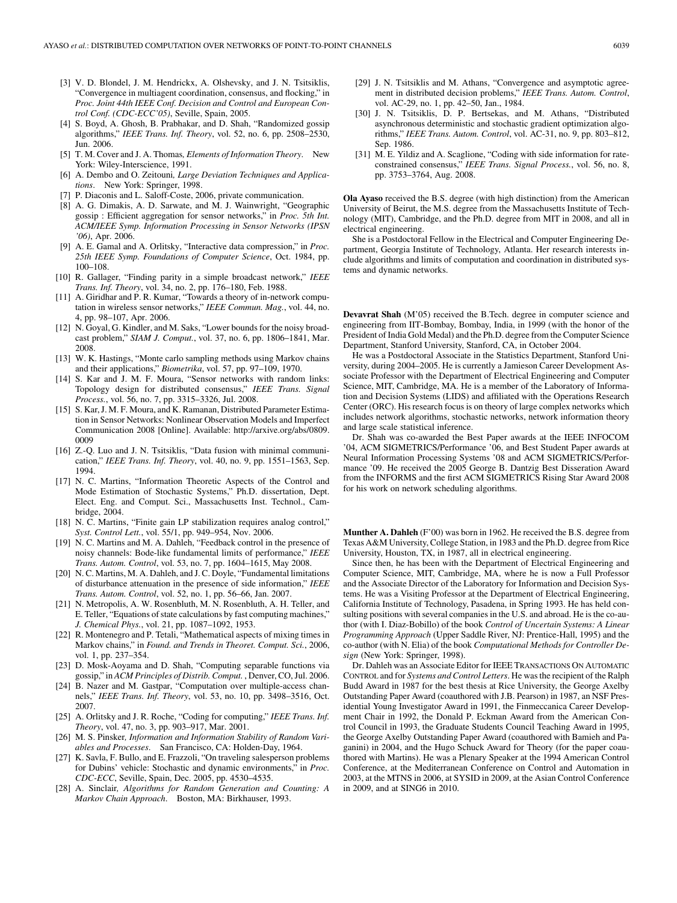[3] V. D. Blondel, J. M. Hendrickx, A. Olshevsky, and J. N. Tsitsiklis, "Convergence in multiagent coordination, consensus, and flocking," in *Proc. Joint 44th IEEE Conf. Decision and Control and European Control Conf. (CDC-ECC'05)*, Seville, Spain, 2005.

[4] S. Boyd, A. Ghosh, B. Prabhakar, and D. Shah, "Randomized gossip algorithms," *IEEE Trans. Inf. Theory*, vol. 52, no. 6, pp. 2508–2530, Jun. 2006.

[5] T. M. Cover and J. A. Thomas, *Elements of Information Theory*. New York: Wiley-Interscience, 1991.

[6] A. Dembo and O. Zeitouni, *Large Deviation Techniques and Applications*. New York: Springer, 1998.

[7] P. Diaconis and L. Saloff-Coste, 2006, private communication.

[8] A. G. Dimakis, A. D. Sarwate, and M. J. Wainwright, "Geographic gossip : Efficient aggregation for sensor networks," in *Proc. 5th Int. ACM/IEEE Symp. Information Processing in Sensor Networks (IPSN '06)*, Apr. 2006.

[9] A. E. Gamal and A. Orlitsky, "Interactive data compression," in *Proc. 25th IEEE Symp. Foundations of Computer Science*, Oct. 1984, pp. 100–108.

[10] R. Gallager, "Finding parity in a simple broadcast network," *IEEE Trans. Inf. Theory*, vol. 34, no. 2, pp. 176–180, Feb. 1988.

[11] A. Giridhar and P. R. Kumar, "Towards a theory of in-network computation in wireless sensor networks," *IEEE Commun. Mag.*, vol. 44, no. 4, pp. 98–107, Apr. 2006.

[12] N. Goyal, G. Kindler, and M. Saks, "Lower bounds for the noisy broadcast problem," *SIAM J. Comput.*, vol. 37, no. 6, pp. 1806–1841, Mar. 2008.

[13] W. K. Hastings, "Monte carlo sampling methods using Markov chains and their applications," *Biometrika*, vol. 57, pp. 97–109, 1970.

[14] S. Kar and J. M. F. Moura, "Sensor networks with random links: Topology design for distributed consensus," *IEEE Trans. Signal Process.*, vol. 56, no. 7, pp. 3315–3326, Jul. 2008.

[15] S. Kar, J. M. F. Moura, and K. Ramanan, Distributed Parameter Estimation in Sensor Networks: Nonlinear Observation Models and Imperfect Communication 2008 [Online]. Available: http://arxive.org/abs/0809.0009

[16] Z.-Q. Luo and J. N. Tsitsiklis, "Data fusion with minimal communication," *IEEE Trans. Inf. Theory*, vol. 40, no. 9, pp. 1551–1563, Sep. 1994.

[17] N. C. Martins, "Information Theoretic Aspects of the Control and Mode Estimation of Stochastic Systems," Ph.D. dissertation, Dept. Elect. Eng. and Comput. Sci., Massachusetts Inst. Technol., Cambridge, 2004.

[18] N. C. Martins, "Finite gain LP stabilization requires analog control," *Syst. Control Lett.*, vol. 55/1, pp. 949–954, Nov. 2006.

[19] N. C. Martins and M. A. Dahleh, "Feedback control in the presence of noisy channels: Bode-like fundamental limits of performance," *IEEE Trans. Autom. Control*, vol. 53, no. 7, pp. 1604–1615, May 2008.

[20] N. C. Martins, M. A. Dahleh, and J. C. Doyle, "Fundamental limitations of disturbance attenuation in the presence of side information," *IEEE Trans. Autom. Control*, vol. 52, no. 1, pp. 56–66, Jan. 2007.

[21] N. Metropolis, A. W. Rosenbluth, M. N. Rosenbluth, A. H. Teller, and E. Teller, "Equations of state calculations by fast computing machines," *J. Chemical Phys.*, vol. 21, pp. 1087–1092, 1953.

[22] R. Montenegro and P. Tetali, "Mathematical aspects of mixing times in Markov chains," in *Found. and Trends in Theoret. Comput. Sci.*, 2006, vol. 1, pp. 237–354.

[23] D. Mosk-Aoyama and D. Shah, "Computing separable functions via gossip," in *ACM Principles of Distrib. Comput.* , Denver, CO, Jul. 2006.

[24] B. Nazer and M. Gastpar, "Computation over multiple-access channels," *IEEE Trans. Inf. Theory*, vol. 53, no. 10, pp. 3498–3516, Oct. 2007.

[25] A. Orlitsky and J. R. Roche, "Coding for computing," *IEEE Trans. Inf. Theory*, vol. 47, no. 3, pp. 903–917, Mar. 2001.

[26] M. S. Pinsker, *Information and Information Stability of Random Variables and Processes*. San Francisco, CA: Holden-Day, 1964.

[27] K. Savla, F. Bullo, and E. Frazzoli, "On traveling salesperson problems for Dubins' vehicle: Stochastic and dynamic environments," in *Proc. CDC-ECC*, Seville, Spain, Dec. 2005, pp. 4530–4535.

[28] A. Sinclair, *Algorithms for Random Generation and Counting: A Markov Chain Approach*. Boston, MA: Birkhauser, 1993.

[29] J. N. Tsitsiklis and M. Athans, "Convergence and asymptotic agreement in distributed decision problems," *IEEE Trans. Autom. Control*, vol. AC-29, no. 1, pp. 42–50, Jan., 1984.

[30] J. N. Tsitsiklis, D. P. Bertsekas, and M. Athans, "Distributed asynchronous deterministic and stochastic gradient optimization algorithms," *IEEE Trans. Autom. Control*, vol. AC-31, no. 9, pp. 803–812, Sep. 1986.

[31] M. E. Yildiz and A. Scaglione, "Coding with side information for rate-constrained consensus," *IEEE Trans. Signal Process.*, vol. 56, no. 8, pp. 3753–3764, Aug. 2008.

**Ola Ayaso** received the B.S. degree (with high distinction) from the American University of Beirut, the M.S. degree from the Massachusetts Institute of Technology (MIT), Cambridge, and the Ph.D. degree from MIT in 2008, and all in electrical engineering.

She is a Postdoctoral Fellow in the Electrical and Computer Engineering Department, Georgia Institute of Technology, Atlanta. Her research interests include algorithms and limits of computation and coordination in distributed systems and dynamic networks.

**Devavrat Shah** (M'05) received the B.Tech. degree in computer science and engineering from IIT-Bombay, Bombay, India, in 1999 (with the honor of the President of India Gold Medal) and the Ph.D. degree from the Computer Science Department, Stanford University, Stanford, CA, in October 2004.

He was a Postdoctoral Associate in the Statistics Department, Stanford University, during 2004–2005. He is currently a Jamieson Career Development Associate Professor with the Department of Electrical Engineering and Computer Science, MIT, Cambridge, MA. He is a member of the Laboratory of Information and Decision Systems (LIDS) and affiliated with the Operations Research Center (ORC). His research focus is on theory of large complex networks which includes network algorithms, stochastic networks, network information theory and large scale statistical inference.

Dr. Shah was co-awarded the Best Paper awards at the IEEE INFOCOM '04, ACM SIGMETRICS/Performance '06, and Best Student Paper awards at Neural Information Processing Systems '08 and ACM SIGMETRICS/Performance '09. He received the 2005 George B. Dantzig Best Disseration Award from the INFORMS and the first ACM SIGMETRICS Rising Star Award 2008 for his work on network scheduling algorithms.

**Munther A. Dahleh** (F'00) was born in 1962. He received the B.S. degree from Texas A&M University, College Station, in 1983 and the Ph.D. degree from Rice University, Houston, TX, in 1987, all in electrical engineering.

Since then, he has been with the Department of Electrical Engineering and Computer Science, MIT, Cambridge, MA, where he is now a Full Professor and the Associate Director of the Laboratory for Information and Decision Systems. He was a Visiting Professor at the Department of Electrical Engineering, California Institute of Technology, Pasadena, in Spring 1993. He has held consulting positions with several companies in the U.S. and abroad. He is the co-author (with I. Diaz-Bobillo) of the book *Control of Uncertain Systems: A Linear Programming Approach* (Upper Saddle River, NJ: Prentice-Hall, 1995) and the co-author (with N. Elia) of the book *Computational Methods for Controller Design* (New York: Springer, 1998).

Dr. Dahleh was an Associate Editor for IEEE TRANSACTIONS ON AUTOMATIC CONTROL and for *Systems and Control Letters*. He was the recipient of the Ralph Budd Award in 1987 for the best thesis at Rice University, the George Axelby Outstanding Paper Award (coauthored with J.B. Pearson) in 1987, an NSF Presidential Young Investigator Award in 1991, the Finmeccanica Career Development Chair in 1992, the Donald P. Eckman Award from the American Control Council in 1993, the Graduate Students Council Teaching Award in 1995, the George Axelby Outstanding Paper Award (coauthored with Bamieh and Paganini) in 2004, and the Hugo Schuck Award for Theory (for the paper coauthored with Martins). He was a Plenary Speaker at the 1994 American Control Conference, at the Mediterranean Conference on Control and Automation in 2003, at the MTNS in 2006, at SYSID in 2009, at the Asian Control Conference in 2009, and at SING6 in 2010.